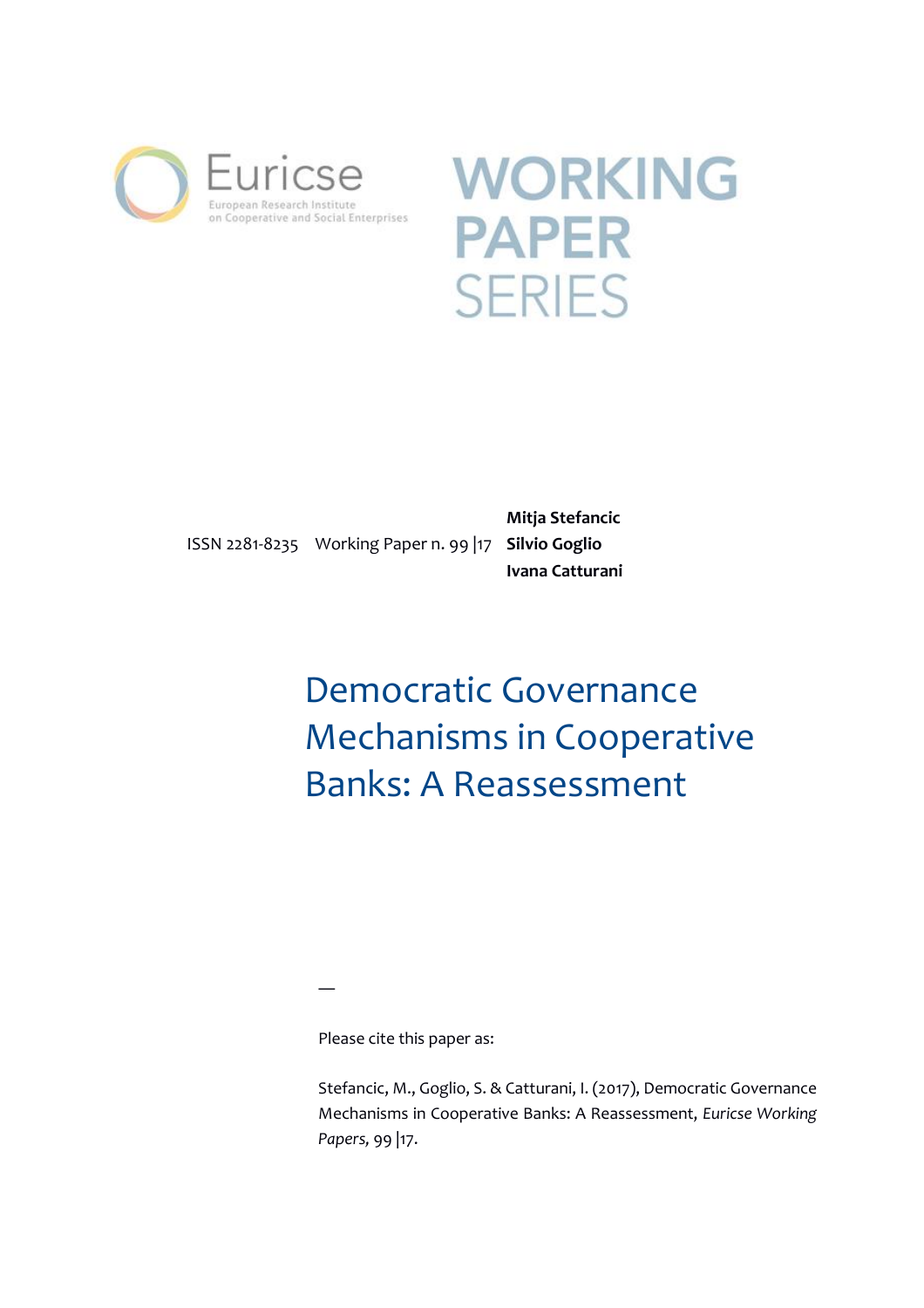Euricse

European Research Institute on Cooperative and Social Enterprises

WORKING PAPER SERIES

ISSN 2281-8235 Working Paper n. 99 |17

**Mitja Stefancic**
**Silvio Goglio**
**Ivana Catturani**

# Democratic Governance Mechanisms in Cooperative Banks: A Reassessment

—

Please cite this paper as:

Stefancic, M., Goglio, S. & Catturani, I. (2017), Democratic Governance Mechanisms in Cooperative Banks: A Reassessment, *Euricse Working Papers,* 99 |17.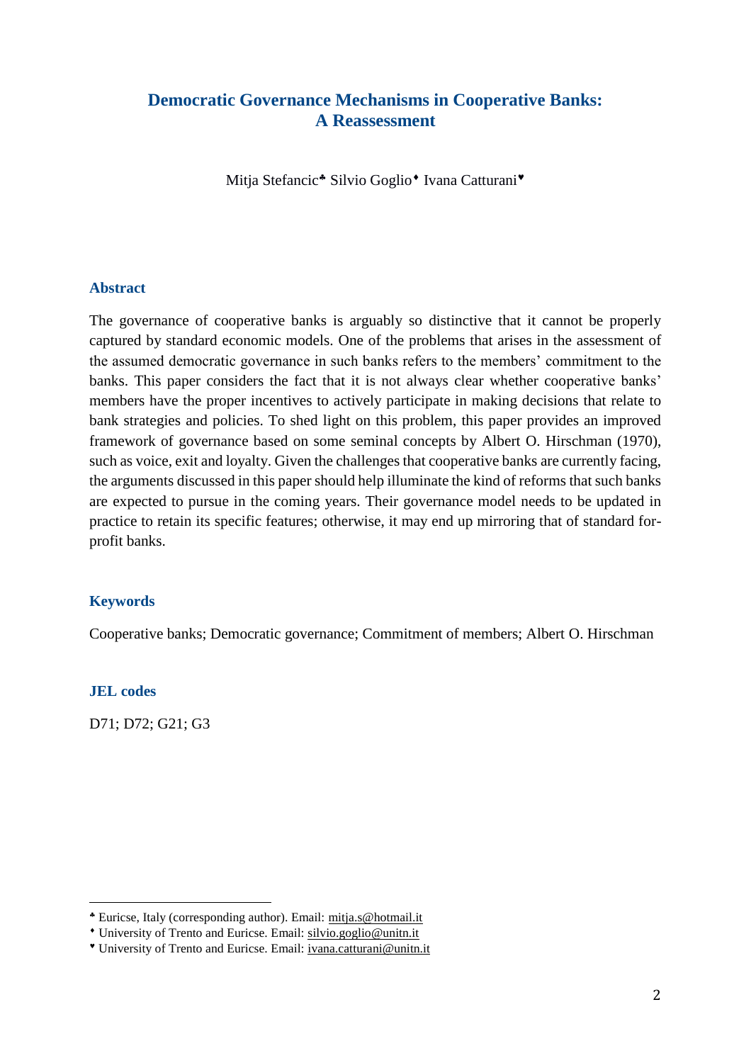# Democratic Governance Mechanisms in Cooperative Banks: A Reassessment

Mitja Stefancic[♣] Silvio Goglio[♦] Ivana Catturani[♥]

## Abstract

The governance of cooperative banks is arguably so distinctive that it cannot be properly captured by standard economic models. One of the problems that arises in the assessment of the assumed democratic governance in such banks refers to the members' commitment to the banks. This paper considers the fact that it is not always clear whether cooperative banks' members have the proper incentives to actively participate in making decisions that relate to bank strategies and policies. To shed light on this problem, this paper provides an improved framework of governance based on some seminal concepts by Albert O. Hirschman (1970), such as voice, exit and loyalty. Given the challenges that cooperative banks are currently facing, the arguments discussed in this paper should help illuminate the kind of reforms that such banks are expected to pursue in the coming years. Their governance model needs to be updated in practice to retain its specific features; otherwise, it may end up mirroring that of standard for-profit banks.

## Keywords

Cooperative banks; Democratic governance; Commitment of members; Albert O. Hirschman

## JEL codes

D71; D72; G21; G3

---

[♣] Euricse, Italy (corresponding author). Email: mitja.s@hotmail.it

[♦] University of Trento and Euricse. Email: silvio.goglio@unitn.it

[♥] University of Trento and Euricse. Email: ivana.catturani@unitn.it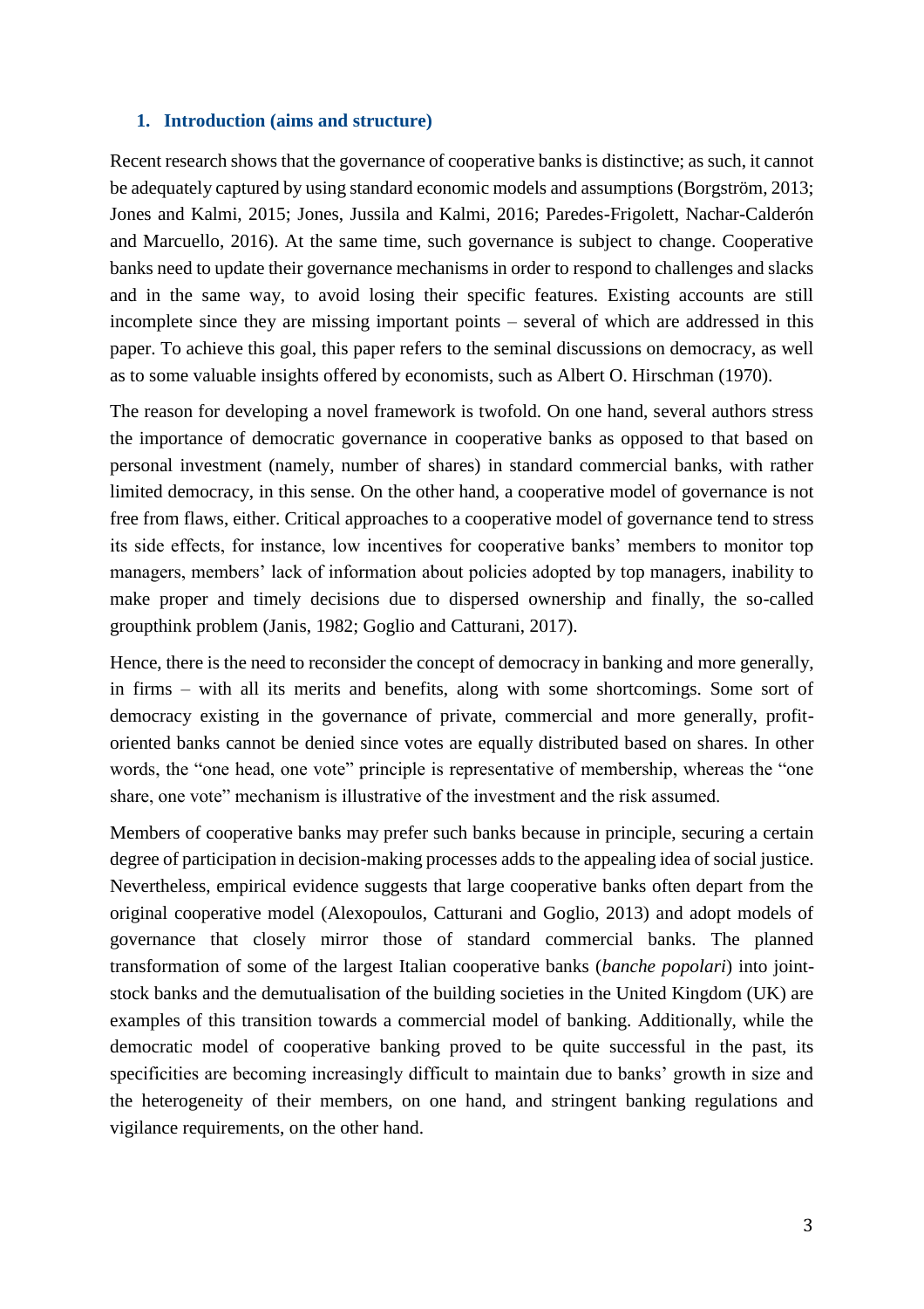## 1. Introduction (aims and structure)

Recent research shows that the governance of cooperative banks is distinctive; as such, it cannot be adequately captured by using standard economic models and assumptions (Borgström, 2013; Jones and Kalmi, 2015; Jones, Jussila and Kalmi, 2016; Paredes-Frigolett, Nachar-Calderón and Marcuello, 2016). At the same time, such governance is subject to change. Cooperative banks need to update their governance mechanisms in order to respond to challenges and slacks and in the same way, to avoid losing their specific features. Existing accounts are still incomplete since they are missing important points – several of which are addressed in this paper. To achieve this goal, this paper refers to the seminal discussions on democracy, as well as to some valuable insights offered by economists, such as Albert O. Hirschman (1970).

The reason for developing a novel framework is twofold. On one hand, several authors stress the importance of democratic governance in cooperative banks as opposed to that based on personal investment (namely, number of shares) in standard commercial banks, with rather limited democracy, in this sense. On the other hand, a cooperative model of governance is not free from flaws, either. Critical approaches to a cooperative model of governance tend to stress its side effects, for instance, low incentives for cooperative banks' members to monitor top managers, members' lack of information about policies adopted by top managers, inability to make proper and timely decisions due to dispersed ownership and finally, the so-called groupthink problem (Janis, 1982; Goglio and Catturani, 2017).

Hence, there is the need to reconsider the concept of democracy in banking and more generally, in firms – with all its merits and benefits, along with some shortcomings. Some sort of democracy existing in the governance of private, commercial and more generally, profit-oriented banks cannot be denied since votes are equally distributed based on shares. In other words, the "one head, one vote" principle is representative of membership, whereas the "one share, one vote" mechanism is illustrative of the investment and the risk assumed.

Members of cooperative banks may prefer such banks because in principle, securing a certain degree of participation in decision-making processes adds to the appealing idea of social justice. Nevertheless, empirical evidence suggests that large cooperative banks often depart from the original cooperative model (Alexopoulos, Catturani and Goglio, 2013) and adopt models of governance that closely mirror those of standard commercial banks. The planned transformation of some of the largest Italian cooperative banks (*banche popolari*) into joint-stock banks and the demutualisation of the building societies in the United Kingdom (UK) are examples of this transition towards a commercial model of banking. Additionally, while the democratic model of cooperative banking proved to be quite successful in the past, its specificities are becoming increasingly difficult to maintain due to banks' growth in size and the heterogeneity of their members, on one hand, and stringent banking regulations and vigilance requirements, on the other hand.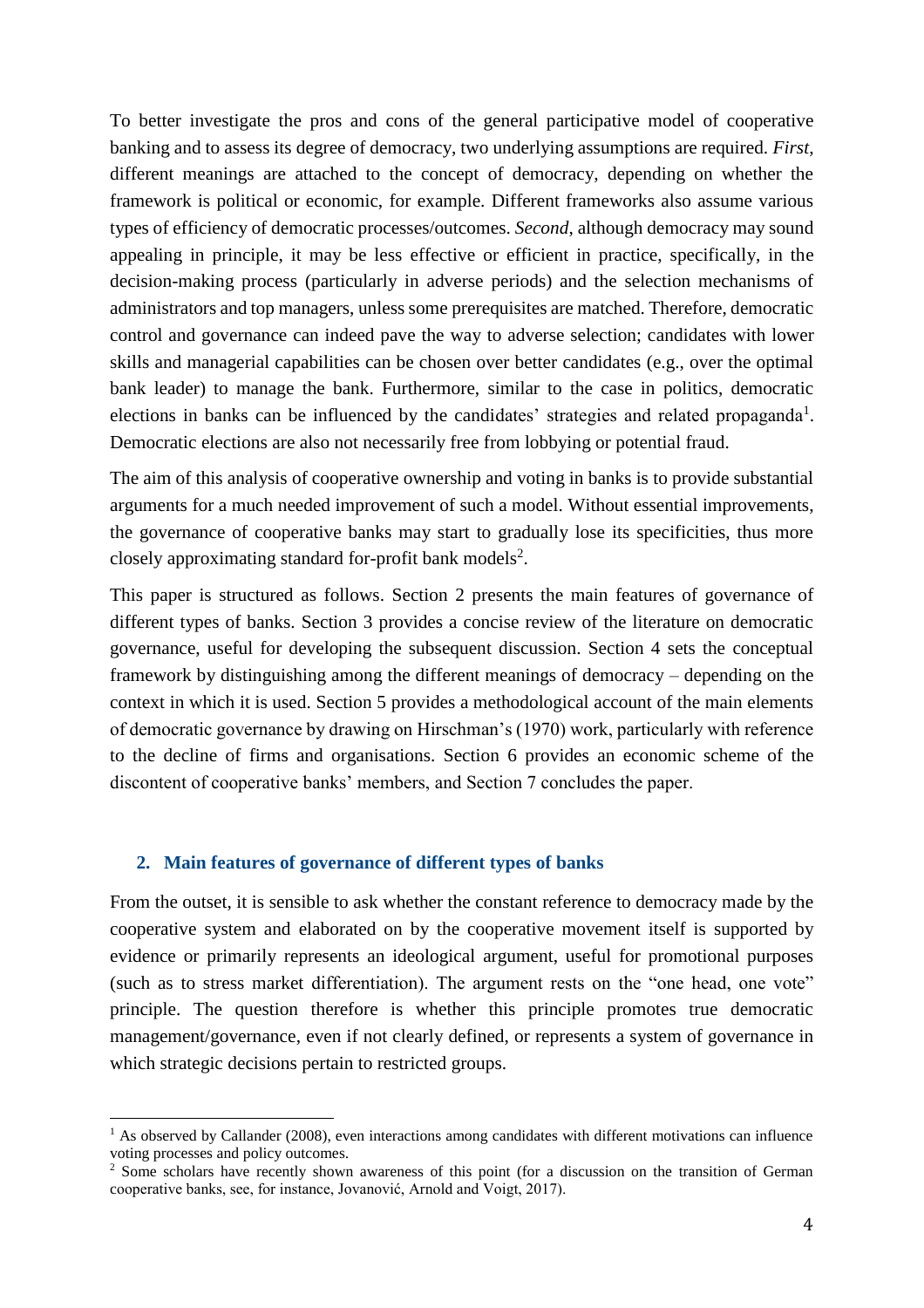To better investigate the pros and cons of the general participative model of cooperative banking and to assess its degree of democracy, two underlying assumptions are required. *First*, different meanings are attached to the concept of democracy, depending on whether the framework is political or economic, for example. Different frameworks also assume various types of efficiency of democratic processes/outcomes. *Second*, although democracy may sound appealing in principle, it may be less effective or efficient in practice, specifically, in the decision-making process (particularly in adverse periods) and the selection mechanisms of administrators and top managers, unless some prerequisites are matched. Therefore, democratic control and governance can indeed pave the way to adverse selection; candidates with lower skills and managerial capabilities can be chosen over better candidates (e.g., over the optimal bank leader) to manage the bank. Furthermore, similar to the case in politics, democratic elections in banks can be influenced by the candidates' strategies and related propaganda[1]. Democratic elections are also not necessarily free from lobbying or potential fraud.

The aim of this analysis of cooperative ownership and voting in banks is to provide substantial arguments for a much needed improvement of such a model. Without essential improvements, the governance of cooperative banks may start to gradually lose its specificities, thus more closely approximating standard for-profit bank models[2].

This paper is structured as follows. Section 2 presents the main features of governance of different types of banks. Section 3 provides a concise review of the literature on democratic governance, useful for developing the subsequent discussion. Section 4 sets the conceptual framework by distinguishing among the different meanings of democracy – depending on the context in which it is used. Section 5 provides a methodological account of the main elements of democratic governance by drawing on Hirschman's (1970) work, particularly with reference to the decline of firms and organisations. Section 6 provides an economic scheme of the discontent of cooperative banks' members, and Section 7 concludes the paper.

## 2. Main features of governance of different types of banks

From the outset, it is sensible to ask whether the constant reference to democracy made by the cooperative system and elaborated on by the cooperative movement itself is supported by evidence or primarily represents an ideological argument, useful for promotional purposes (such as to stress market differentiation). The argument rests on the "one head, one vote" principle. The question therefore is whether this principle promotes true democratic management/governance, even if not clearly defined, or represents a system of governance in which strategic decisions pertain to restricted groups.

[1] As observed by Callander (2008), even interactions among candidates with different motivations can influence voting processes and policy outcomes.

[2] Some scholars have recently shown awareness of this point (for a discussion on the transition of German cooperative banks, see, for instance, Jovanović, Arnold and Voigt, 2017).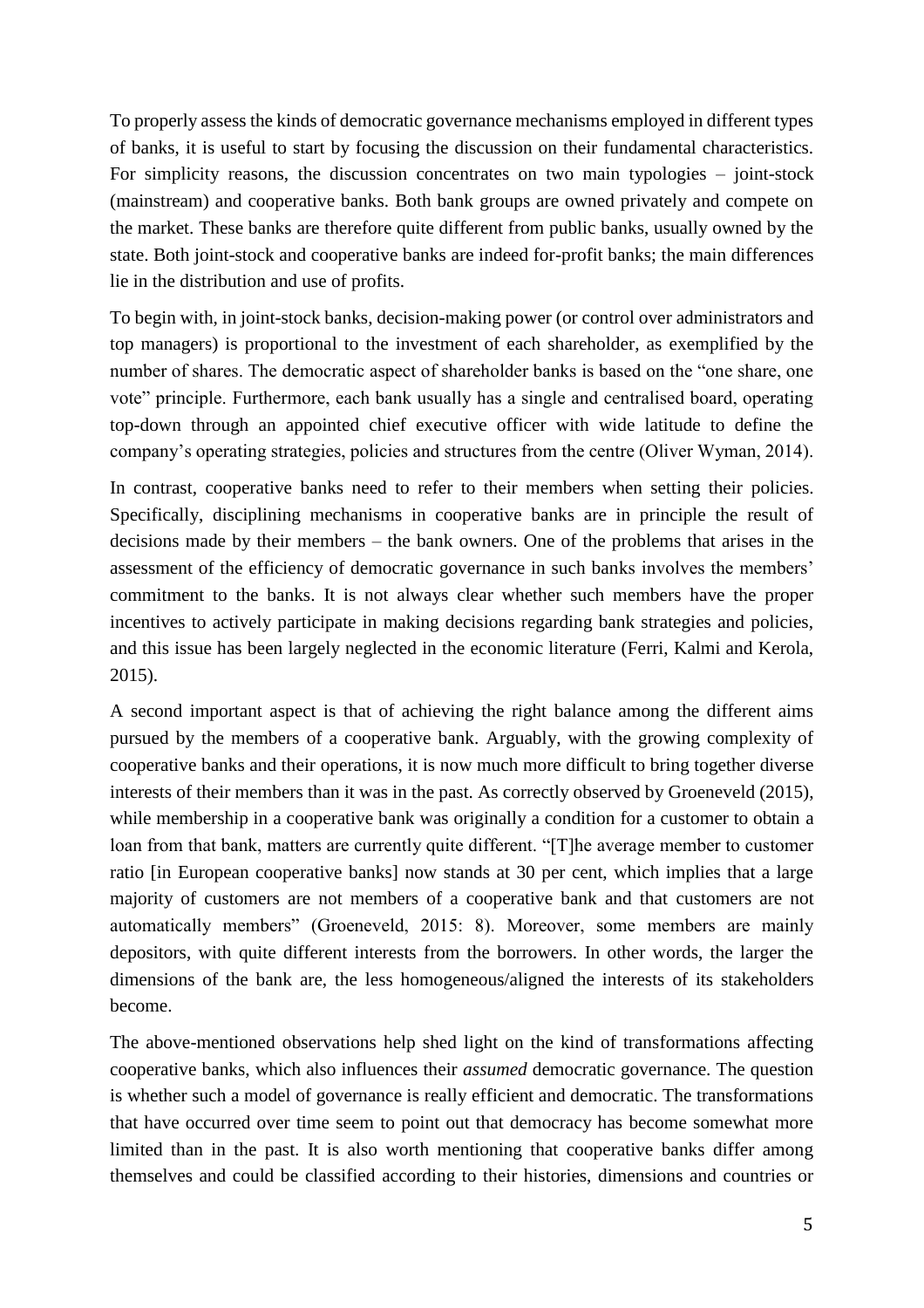To properly assess the kinds of democratic governance mechanisms employed in different types of banks, it is useful to start by focusing the discussion on their fundamental characteristics. For simplicity reasons, the discussion concentrates on two main typologies – joint-stock (mainstream) and cooperative banks. Both bank groups are owned privately and compete on the market. These banks are therefore quite different from public banks, usually owned by the state. Both joint-stock and cooperative banks are indeed for-profit banks; the main differences lie in the distribution and use of profits.

To begin with, in joint-stock banks, decision-making power (or control over administrators and top managers) is proportional to the investment of each shareholder, as exemplified by the number of shares. The democratic aspect of shareholder banks is based on the "one share, one vote" principle. Furthermore, each bank usually has a single and centralised board, operating top-down through an appointed chief executive officer with wide latitude to define the company's operating strategies, policies and structures from the centre (Oliver Wyman, 2014).

In contrast, cooperative banks need to refer to their members when setting their policies. Specifically, disciplining mechanisms in cooperative banks are in principle the result of decisions made by their members – the bank owners. One of the problems that arises in the assessment of the efficiency of democratic governance in such banks involves the members' commitment to the banks. It is not always clear whether such members have the proper incentives to actively participate in making decisions regarding bank strategies and policies, and this issue has been largely neglected in the economic literature (Ferri, Kalmi and Kerola, 2015).

A second important aspect is that of achieving the right balance among the different aims pursued by the members of a cooperative bank. Arguably, with the growing complexity of cooperative banks and their operations, it is now much more difficult to bring together diverse interests of their members than it was in the past. As correctly observed by Groeneveld (2015), while membership in a cooperative bank was originally a condition for a customer to obtain a loan from that bank, matters are currently quite different. "[T]he average member to customer ratio [in European cooperative banks] now stands at 30 per cent, which implies that a large majority of customers are not members of a cooperative bank and that customers are not automatically members" (Groeneveld, 2015: 8). Moreover, some members are mainly depositors, with quite different interests from the borrowers. In other words, the larger the dimensions of the bank are, the less homogeneous/aligned the interests of its stakeholders become.

The above-mentioned observations help shed light on the kind of transformations affecting cooperative banks, which also influences their *assumed* democratic governance. The question is whether such a model of governance is really efficient and democratic. The transformations that have occurred over time seem to point out that democracy has become somewhat more limited than in the past. It is also worth mentioning that cooperative banks differ among themselves and could be classified according to their histories, dimensions and countries or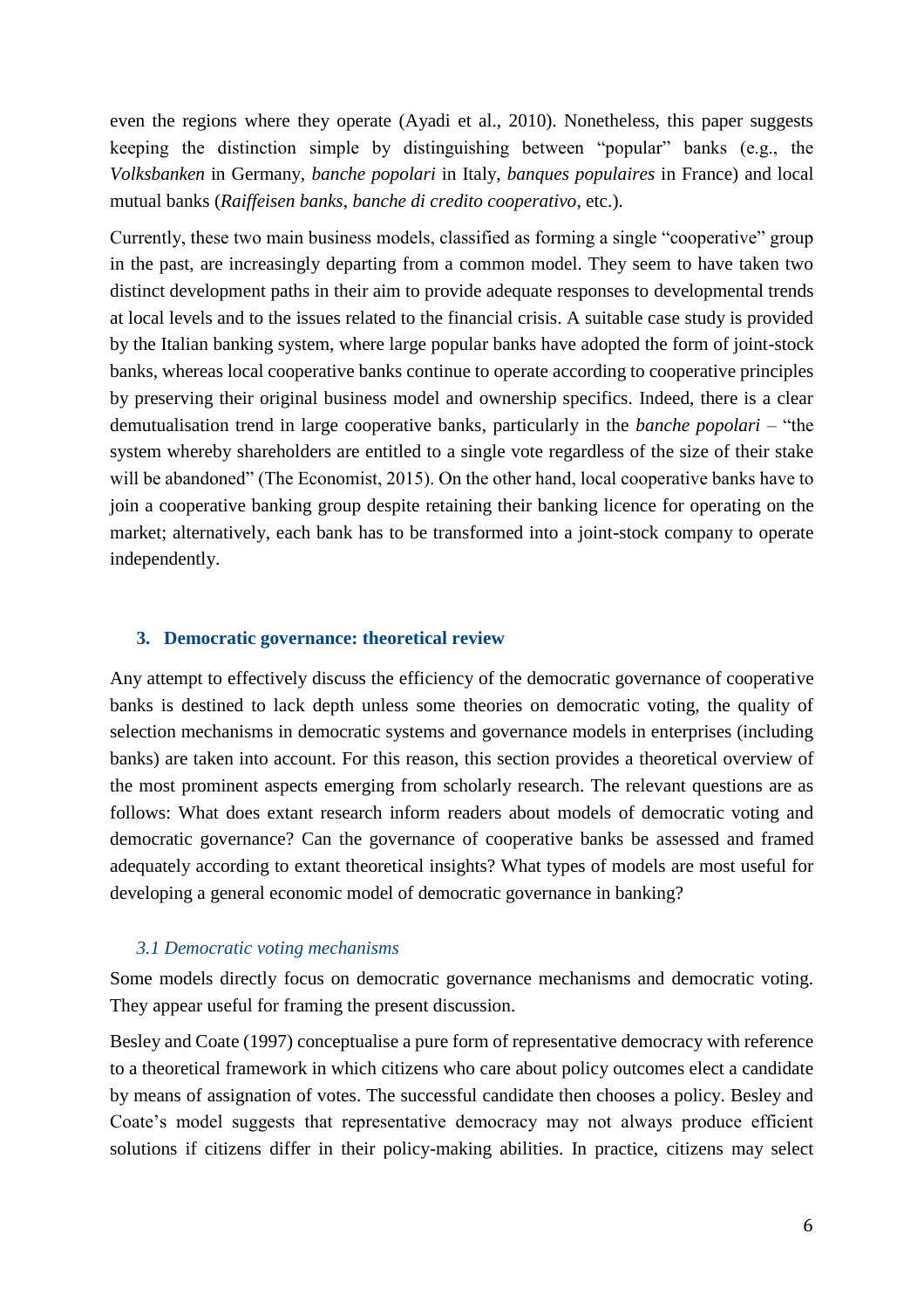even the regions where they operate (Ayadi et al., 2010). Nonetheless, this paper suggests keeping the distinction simple by distinguishing between "popular" banks (e.g., the *Volksbanken* in Germany, *banche popolari* in Italy, *banques populaires* in France) and local mutual banks (*Raiffeisen banks*, *banche di credito cooperativo*, etc.).

Currently, these two main business models, classified as forming a single "cooperative" group in the past, are increasingly departing from a common model. They seem to have taken two distinct development paths in their aim to provide adequate responses to developmental trends at local levels and to the issues related to the financial crisis. A suitable case study is provided by the Italian banking system, where large popular banks have adopted the form of joint-stock banks, whereas local cooperative banks continue to operate according to cooperative principles by preserving their original business model and ownership specifics. Indeed, there is a clear demutualisation trend in large cooperative banks, particularly in the *banche popolari* – "the system whereby shareholders are entitled to a single vote regardless of the size of their stake will be abandoned" (The Economist, 2015). On the other hand, local cooperative banks have to join a cooperative banking group despite retaining their banking licence for operating on the market; alternatively, each bank has to be transformed into a joint-stock company to operate independently.

## 3. Democratic governance: theoretical review

Any attempt to effectively discuss the efficiency of the democratic governance of cooperative banks is destined to lack depth unless some theories on democratic voting, the quality of selection mechanisms in democratic systems and governance models in enterprises (including banks) are taken into account. For this reason, this section provides a theoretical overview of the most prominent aspects emerging from scholarly research. The relevant questions are as follows: What does extant research inform readers about models of democratic voting and democratic governance? Can the governance of cooperative banks be assessed and framed adequately according to extant theoretical insights? What types of models are most useful for developing a general economic model of democratic governance in banking?

### *3.1 Democratic voting mechanisms*

Some models directly focus on democratic governance mechanisms and democratic voting. They appear useful for framing the present discussion.

Besley and Coate (1997) conceptualise a pure form of representative democracy with reference to a theoretical framework in which citizens who care about policy outcomes elect a candidate by means of assignation of votes. The successful candidate then chooses a policy. Besley and Coate's model suggests that representative democracy may not always produce efficient solutions if citizens differ in their policy-making abilities. In practice, citizens may select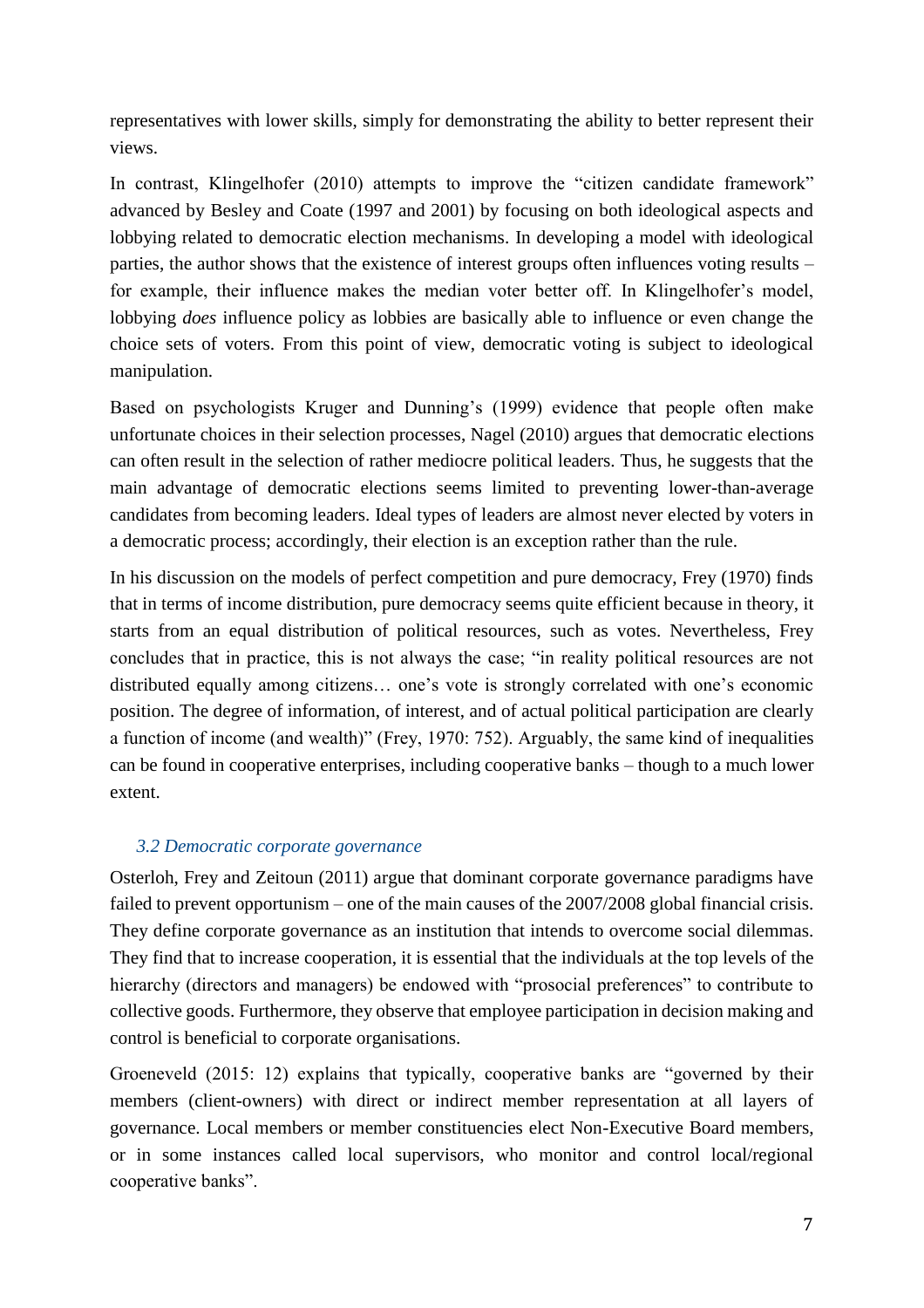representatives with lower skills, simply for demonstrating the ability to better represent their views.

In contrast, Klingelhofer (2010) attempts to improve the "citizen candidate framework" advanced by Besley and Coate (1997 and 2001) by focusing on both ideological aspects and lobbying related to democratic election mechanisms. In developing a model with ideological parties, the author shows that the existence of interest groups often influences voting results – for example, their influence makes the median voter better off. In Klingelhofer's model, lobbying *does* influence policy as lobbies are basically able to influence or even change the choice sets of voters. From this point of view, democratic voting is subject to ideological manipulation.

Based on psychologists Kruger and Dunning's (1999) evidence that people often make unfortunate choices in their selection processes, Nagel (2010) argues that democratic elections can often result in the selection of rather mediocre political leaders. Thus, he suggests that the main advantage of democratic elections seems limited to preventing lower-than-average candidates from becoming leaders. Ideal types of leaders are almost never elected by voters in a democratic process; accordingly, their election is an exception rather than the rule.

In his discussion on the models of perfect competition and pure democracy, Frey (1970) finds that in terms of income distribution, pure democracy seems quite efficient because in theory, it starts from an equal distribution of political resources, such as votes. Nevertheless, Frey concludes that in practice, this is not always the case; "in reality political resources are not distributed equally among citizens… one's vote is strongly correlated with one's economic position. The degree of information, of interest, and of actual political participation are clearly a function of income (and wealth)" (Frey, 1970: 752). Arguably, the same kind of inequalities can be found in cooperative enterprises, including cooperative banks – though to a much lower extent.

### *3.2 Democratic corporate governance*

Osterloh, Frey and Zeitoun (2011) argue that dominant corporate governance paradigms have failed to prevent opportunism – one of the main causes of the 2007/2008 global financial crisis. They define corporate governance as an institution that intends to overcome social dilemmas. They find that to increase cooperation, it is essential that the individuals at the top levels of the hierarchy (directors and managers) be endowed with "prosocial preferences" to contribute to collective goods. Furthermore, they observe that employee participation in decision making and control is beneficial to corporate organisations.

Groeneveld (2015: 12) explains that typically, cooperative banks are "governed by their members (client-owners) with direct or indirect member representation at all layers of governance. Local members or member constituencies elect Non-Executive Board members, or in some instances called local supervisors, who monitor and control local/regional cooperative banks".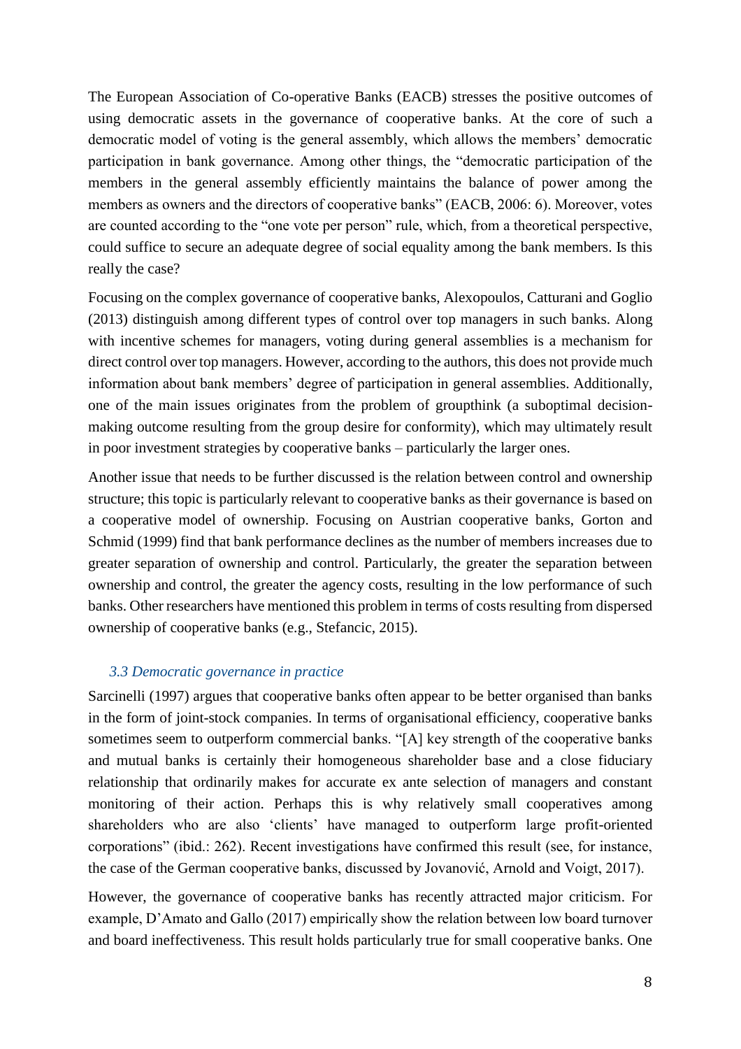The European Association of Co-operative Banks (EACB) stresses the positive outcomes of using democratic assets in the governance of cooperative banks. At the core of such a democratic model of voting is the general assembly, which allows the members' democratic participation in bank governance. Among other things, the "democratic participation of the members in the general assembly efficiently maintains the balance of power among the members as owners and the directors of cooperative banks" (EACB, 2006: 6). Moreover, votes are counted according to the "one vote per person" rule, which, from a theoretical perspective, could suffice to secure an adequate degree of social equality among the bank members. Is this really the case?

Focusing on the complex governance of cooperative banks, Alexopoulos, Catturani and Goglio (2013) distinguish among different types of control over top managers in such banks. Along with incentive schemes for managers, voting during general assemblies is a mechanism for direct control over top managers. However, according to the authors, this does not provide much information about bank members' degree of participation in general assemblies. Additionally, one of the main issues originates from the problem of groupthink (a suboptimal decision-making outcome resulting from the group desire for conformity), which may ultimately result in poor investment strategies by cooperative banks – particularly the larger ones.

Another issue that needs to be further discussed is the relation between control and ownership structure; this topic is particularly relevant to cooperative banks as their governance is based on a cooperative model of ownership. Focusing on Austrian cooperative banks, Gorton and Schmid (1999) find that bank performance declines as the number of members increases due to greater separation of ownership and control. Particularly, the greater the separation between ownership and control, the greater the agency costs, resulting in the low performance of such banks. Other researchers have mentioned this problem in terms of costs resulting from dispersed ownership of cooperative banks (e.g., Stefancic, 2015).

### *3.3 Democratic governance in practice*

Sarcinelli (1997) argues that cooperative banks often appear to be better organised than banks in the form of joint-stock companies. In terms of organisational efficiency, cooperative banks sometimes seem to outperform commercial banks. "[A] key strength of the cooperative banks and mutual banks is certainly their homogeneous shareholder base and a close fiduciary relationship that ordinarily makes for accurate ex ante selection of managers and constant monitoring of their action. Perhaps this is why relatively small cooperatives among shareholders who are also 'clients' have managed to outperform large profit-oriented corporations" (ibid.: 262). Recent investigations have confirmed this result (see, for instance, the case of the German cooperative banks, discussed by Jovanović, Arnold and Voigt, 2017).

However, the governance of cooperative banks has recently attracted major criticism. For example, D'Amato and Gallo (2017) empirically show the relation between low board turnover and board ineffectiveness. This result holds particularly true for small cooperative banks. One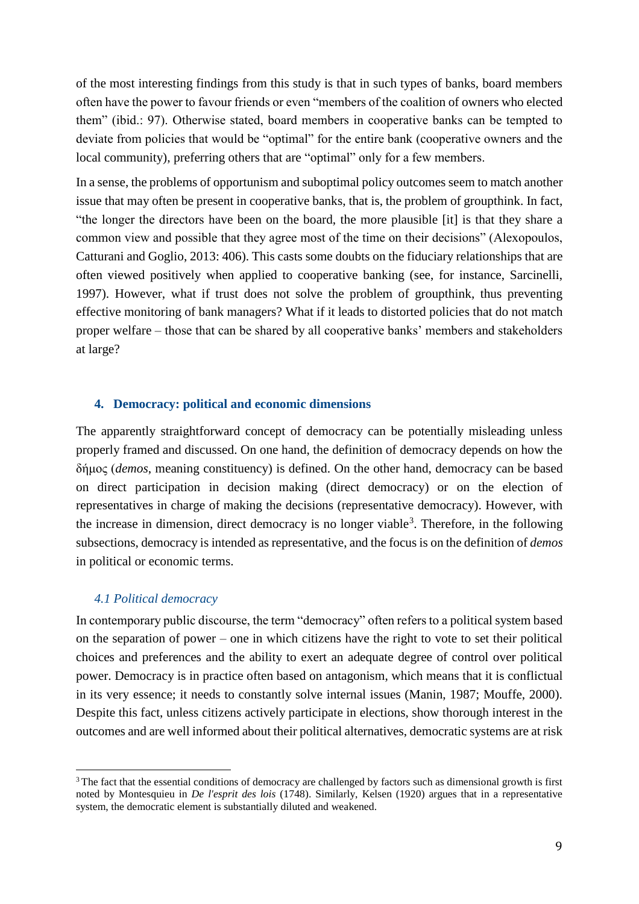of the most interesting findings from this study is that in such types of banks, board members often have the power to favour friends or even "members of the coalition of owners who elected them" (ibid.: 97). Otherwise stated, board members in cooperative banks can be tempted to deviate from policies that would be "optimal" for the entire bank (cooperative owners and the local community), preferring others that are "optimal" only for a few members.

In a sense, the problems of opportunism and suboptimal policy outcomes seem to match another issue that may often be present in cooperative banks, that is, the problem of groupthink. In fact, "the longer the directors have been on the board, the more plausible [it] is that they share a common view and possible that they agree most of the time on their decisions" (Alexopoulos, Catturani and Goglio, 2013: 406). This casts some doubts on the fiduciary relationships that are often viewed positively when applied to cooperative banking (see, for instance, Sarcinelli, 1997). However, what if trust does not solve the problem of groupthink, thus preventing effective monitoring of bank managers? What if it leads to distorted policies that do not match proper welfare – those that can be shared by all cooperative banks' members and stakeholders at large?

## 4. Democracy: political and economic dimensions

The apparently straightforward concept of democracy can be potentially misleading unless properly framed and discussed. On one hand, the definition of democracy depends on how the δήμος (*demos*, meaning constituency) is defined. On the other hand, democracy can be based on direct participation in decision making (direct democracy) or on the election of representatives in charge of making the decisions (representative democracy). However, with the increase in dimension, direct democracy is no longer viable[3]. Therefore, in the following subsections, democracy is intended as representative, and the focus is on the definition of *demos* in political or economic terms.

### *4.1 Political democracy*

In contemporary public discourse, the term "democracy" often refers to a political system based on the separation of power – one in which citizens have the right to vote to set their political choices and preferences and the ability to exert an adequate degree of control over political power. Democracy is in practice often based on antagonism, which means that it is conflictual in its very essence; it needs to constantly solve internal issues (Manin, 1987; Mouffe, 2000). Despite this fact, unless citizens actively participate in elections, show thorough interest in the outcomes and are well informed about their political alternatives, democratic systems are at risk

[3] The fact that the essential conditions of democracy are challenged by factors such as dimensional growth is first noted by Montesquieu in *De l'esprit des lois* (1748). Similarly, Kelsen (1920) argues that in a representative system, the democratic element is substantially diluted and weakened.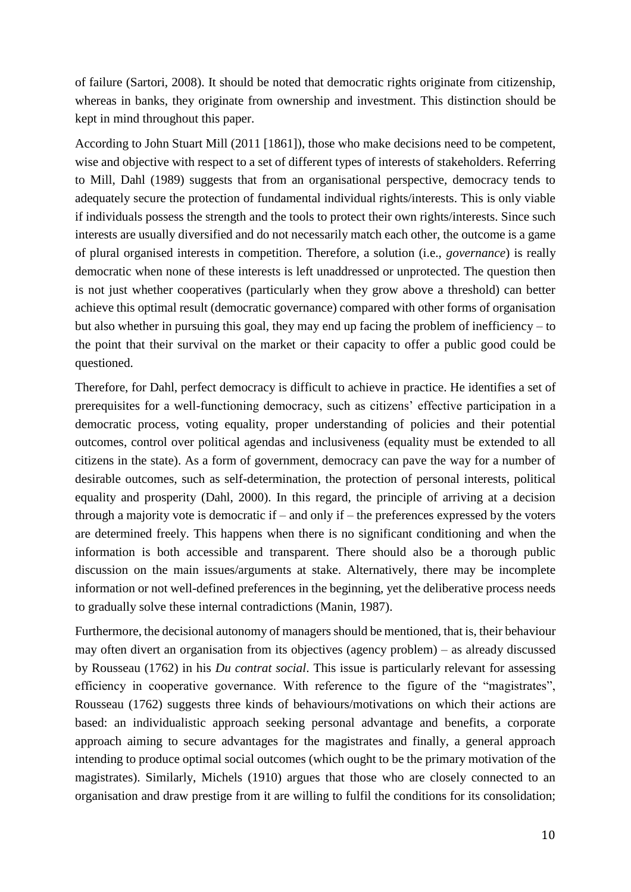of failure (Sartori, 2008). It should be noted that democratic rights originate from citizenship, whereas in banks, they originate from ownership and investment. This distinction should be kept in mind throughout this paper.

According to John Stuart Mill (2011 [1861]), those who make decisions need to be competent, wise and objective with respect to a set of different types of interests of stakeholders. Referring to Mill, Dahl (1989) suggests that from an organisational perspective, democracy tends to adequately secure the protection of fundamental individual rights/interests. This is only viable if individuals possess the strength and the tools to protect their own rights/interests. Since such interests are usually diversified and do not necessarily match each other, the outcome is a game of plural organised interests in competition. Therefore, a solution (i.e., *governance*) is really democratic when none of these interests is left unaddressed or unprotected. The question then is not just whether cooperatives (particularly when they grow above a threshold) can better achieve this optimal result (democratic governance) compared with other forms of organisation but also whether in pursuing this goal, they may end up facing the problem of inefficiency – to the point that their survival on the market or their capacity to offer a public good could be questioned.

Therefore, for Dahl, perfect democracy is difficult to achieve in practice. He identifies a set of prerequisites for a well-functioning democracy, such as citizens' effective participation in a democratic process, voting equality, proper understanding of policies and their potential outcomes, control over political agendas and inclusiveness (equality must be extended to all citizens in the state). As a form of government, democracy can pave the way for a number of desirable outcomes, such as self-determination, the protection of personal interests, political equality and prosperity (Dahl, 2000). In this regard, the principle of arriving at a decision through a majority vote is democratic if – and only if – the preferences expressed by the voters are determined freely. This happens when there is no significant conditioning and when the information is both accessible and transparent. There should also be a thorough public discussion on the main issues/arguments at stake. Alternatively, there may be incomplete information or not well-defined preferences in the beginning, yet the deliberative process needs to gradually solve these internal contradictions (Manin, 1987).

Furthermore, the decisional autonomy of managers should be mentioned, that is, their behaviour may often divert an organisation from its objectives (agency problem) – as already discussed by Rousseau (1762) in his *Du contrat social*. This issue is particularly relevant for assessing efficiency in cooperative governance. With reference to the figure of the "magistrates", Rousseau (1762) suggests three kinds of behaviours/motivations on which their actions are based: an individualistic approach seeking personal advantage and benefits, a corporate approach aiming to secure advantages for the magistrates and finally, a general approach intending to produce optimal social outcomes (which ought to be the primary motivation of the magistrates). Similarly, Michels (1910) argues that those who are closely connected to an organisation and draw prestige from it are willing to fulfil the conditions for its consolidation;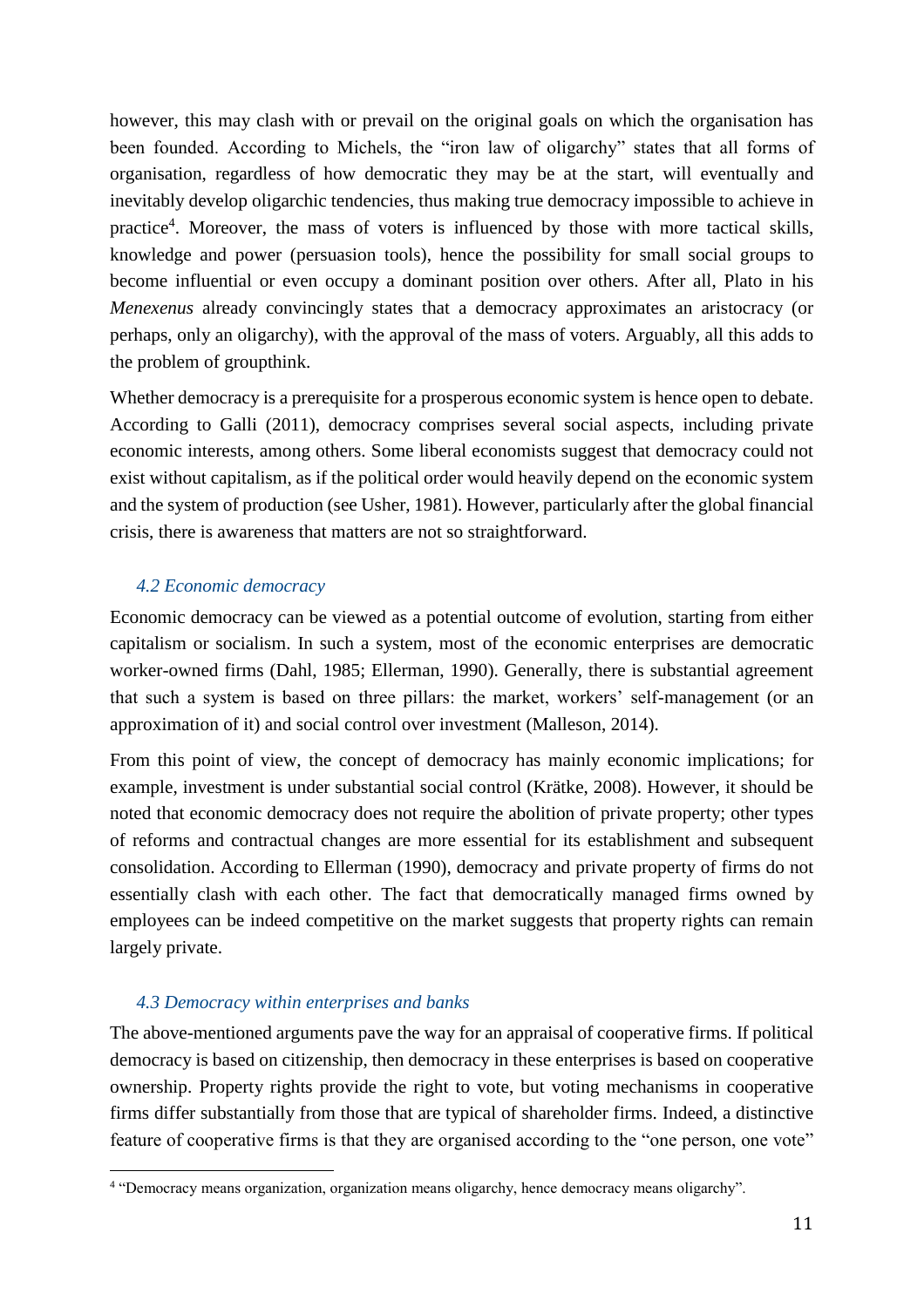however, this may clash with or prevail on the original goals on which the organisation has been founded. According to Michels, the "iron law of oligarchy" states that all forms of organisation, regardless of how democratic they may be at the start, will eventually and inevitably develop oligarchic tendencies, thus making true democracy impossible to achieve in practice[4]. Moreover, the mass of voters is influenced by those with more tactical skills, knowledge and power (persuasion tools), hence the possibility for small social groups to become influential or even occupy a dominant position over others. After all, Plato in his *Menexenus* already convincingly states that a democracy approximates an aristocracy (or perhaps, only an oligarchy), with the approval of the mass of voters. Arguably, all this adds to the problem of groupthink.

Whether democracy is a prerequisite for a prosperous economic system is hence open to debate. According to Galli (2011), democracy comprises several social aspects, including private economic interests, among others. Some liberal economists suggest that democracy could not exist without capitalism, as if the political order would heavily depend on the economic system and the system of production (see Usher, 1981). However, particularly after the global financial crisis, there is awareness that matters are not so straightforward.

### *4.2 Economic democracy*

Economic democracy can be viewed as a potential outcome of evolution, starting from either capitalism or socialism. In such a system, most of the economic enterprises are democratic worker-owned firms (Dahl, 1985; Ellerman, 1990). Generally, there is substantial agreement that such a system is based on three pillars: the market, workers' self-management (or an approximation of it) and social control over investment (Malleson, 2014).

From this point of view, the concept of democracy has mainly economic implications; for example, investment is under substantial social control (Krätke, 2008). However, it should be noted that economic democracy does not require the abolition of private property; other types of reforms and contractual changes are more essential for its establishment and subsequent consolidation. According to Ellerman (1990), democracy and private property of firms do not essentially clash with each other. The fact that democratically managed firms owned by employees can be indeed competitive on the market suggests that property rights can remain largely private.

### *4.3 Democracy within enterprises and banks*

The above-mentioned arguments pave the way for an appraisal of cooperative firms. If political democracy is based on citizenship, then democracy in these enterprises is based on cooperative ownership. Property rights provide the right to vote, but voting mechanisms in cooperative firms differ substantially from those that are typical of shareholder firms. Indeed, a distinctive feature of cooperative firms is that they are organised according to the "one person, one vote"

[4] "Democracy means organization, organization means oligarchy, hence democracy means oligarchy".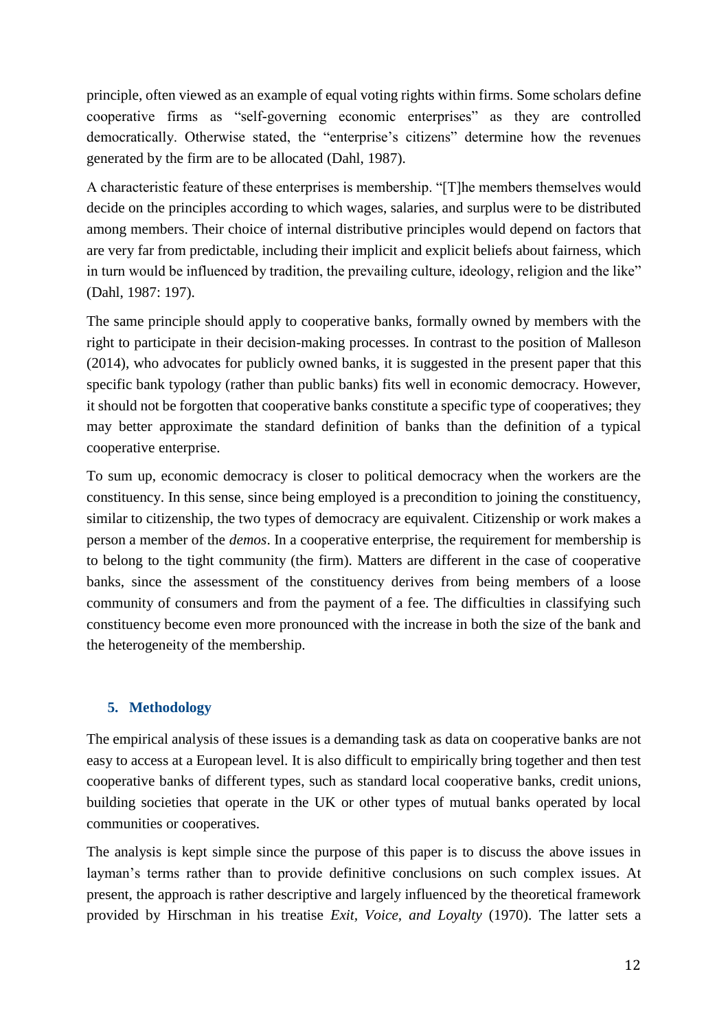principle, often viewed as an example of equal voting rights within firms. Some scholars define cooperative firms as "self-governing economic enterprises" as they are controlled democratically. Otherwise stated, the "enterprise's citizens" determine how the revenues generated by the firm are to be allocated (Dahl, 1987).

A characteristic feature of these enterprises is membership. "[T]he members themselves would decide on the principles according to which wages, salaries, and surplus were to be distributed among members. Their choice of internal distributive principles would depend on factors that are very far from predictable, including their implicit and explicit beliefs about fairness, which in turn would be influenced by tradition, the prevailing culture, ideology, religion and the like" (Dahl, 1987: 197).

The same principle should apply to cooperative banks, formally owned by members with the right to participate in their decision-making processes. In contrast to the position of Malleson (2014), who advocates for publicly owned banks, it is suggested in the present paper that this specific bank typology (rather than public banks) fits well in economic democracy. However, it should not be forgotten that cooperative banks constitute a specific type of cooperatives; they may better approximate the standard definition of banks than the definition of a typical cooperative enterprise.

To sum up, economic democracy is closer to political democracy when the workers are the constituency. In this sense, since being employed is a precondition to joining the constituency, similar to citizenship, the two types of democracy are equivalent. Citizenship or work makes a person a member of the *demos*. In a cooperative enterprise, the requirement for membership is to belong to the tight community (the firm). Matters are different in the case of cooperative banks, since the assessment of the constituency derives from being members of a loose community of consumers and from the payment of a fee. The difficulties in classifying such constituency become even more pronounced with the increase in both the size of the bank and the heterogeneity of the membership.

## 5. Methodology

The empirical analysis of these issues is a demanding task as data on cooperative banks are not easy to access at a European level. It is also difficult to empirically bring together and then test cooperative banks of different types, such as standard local cooperative banks, credit unions, building societies that operate in the UK or other types of mutual banks operated by local communities or cooperatives.

The analysis is kept simple since the purpose of this paper is to discuss the above issues in layman's terms rather than to provide definitive conclusions on such complex issues. At present, the approach is rather descriptive and largely influenced by the theoretical framework provided by Hirschman in his treatise *Exit, Voice, and Loyalty* (1970). The latter sets a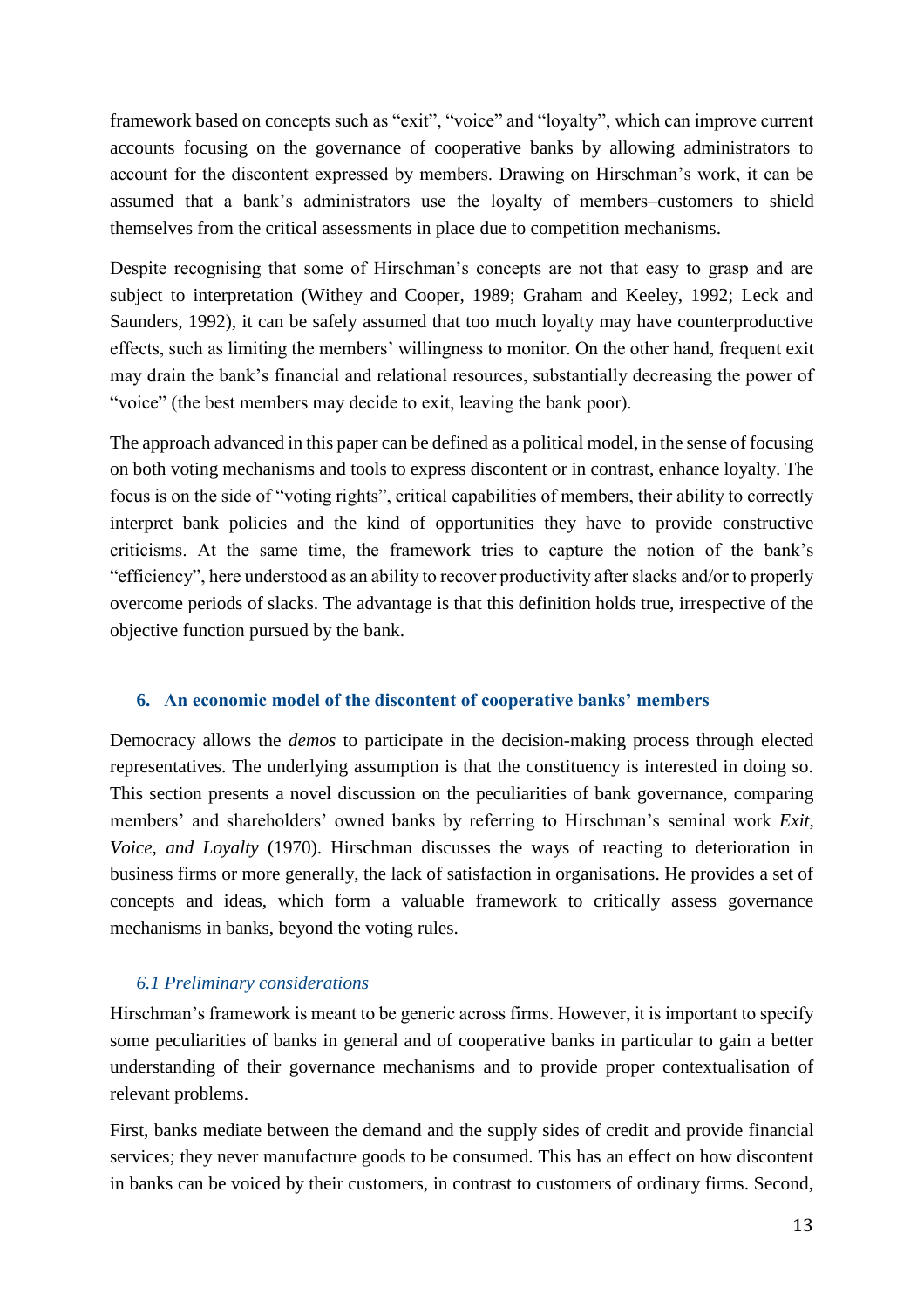framework based on concepts such as "exit", "voice" and "loyalty", which can improve current accounts focusing on the governance of cooperative banks by allowing administrators to account for the discontent expressed by members. Drawing on Hirschman's work, it can be assumed that a bank's administrators use the loyalty of members–customers to shield themselves from the critical assessments in place due to competition mechanisms.

Despite recognising that some of Hirschman's concepts are not that easy to grasp and are subject to interpretation (Withey and Cooper, 1989; Graham and Keeley, 1992; Leck and Saunders, 1992), it can be safely assumed that too much loyalty may have counterproductive effects, such as limiting the members' willingness to monitor. On the other hand, frequent exit may drain the bank's financial and relational resources, substantially decreasing the power of "voice" (the best members may decide to exit, leaving the bank poor).

The approach advanced in this paper can be defined as a political model, in the sense of focusing on both voting mechanisms and tools to express discontent or in contrast, enhance loyalty. The focus is on the side of "voting rights", critical capabilities of members, their ability to correctly interpret bank policies and the kind of opportunities they have to provide constructive criticisms. At the same time, the framework tries to capture the notion of the bank's "efficiency", here understood as an ability to recover productivity after slacks and/or to properly overcome periods of slacks. The advantage is that this definition holds true, irrespective of the objective function pursued by the bank.

## 6. An economic model of the discontent of cooperative banks' members

Democracy allows the *demos* to participate in the decision-making process through elected representatives. The underlying assumption is that the constituency is interested in doing so. This section presents a novel discussion on the peculiarities of bank governance, comparing members' and shareholders' owned banks by referring to Hirschman's seminal work *Exit, Voice, and Loyalty* (1970). Hirschman discusses the ways of reacting to deterioration in business firms or more generally, the lack of satisfaction in organisations. He provides a set of concepts and ideas, which form a valuable framework to critically assess governance mechanisms in banks, beyond the voting rules.

### *6.1 Preliminary considerations*

Hirschman's framework is meant to be generic across firms. However, it is important to specify some peculiarities of banks in general and of cooperative banks in particular to gain a better understanding of their governance mechanisms and to provide proper contextualisation of relevant problems.

First, banks mediate between the demand and the supply sides of credit and provide financial services; they never manufacture goods to be consumed. This has an effect on how discontent in banks can be voiced by their customers, in contrast to customers of ordinary firms. Second,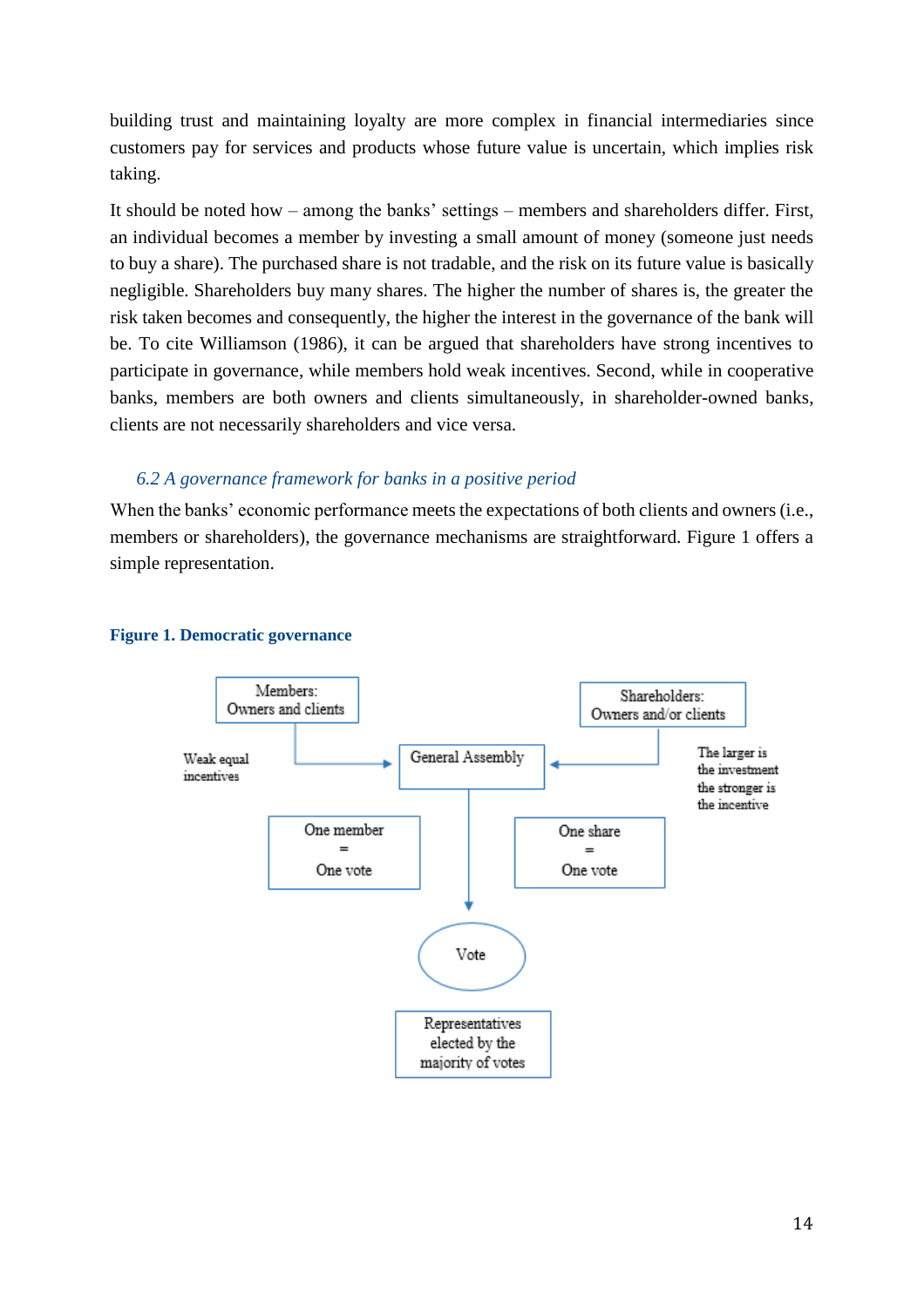building trust and maintaining loyalty are more complex in financial intermediaries since customers pay for services and products whose future value is uncertain, which implies risk taking.

It should be noted how – among the banks' settings – members and shareholders differ. First, an individual becomes a member by investing a small amount of money (someone just needs to buy a share). The purchased share is not tradable, and the risk on its future value is basically negligible. Shareholders buy many shares. The higher the number of shares is, the greater the risk taken becomes and consequently, the higher the interest in the governance of the bank will be. To cite Williamson (1986), it can be argued that shareholders have strong incentives to participate in governance, while members hold weak incentives. Second, while in cooperative banks, members are both owners and clients simultaneously, in shareholder-owned banks, clients are not necessarily shareholders and vice versa.

### *6.2 A governance framework for banks in a positive period*

When the banks' economic performance meets the expectations of both clients and owners (i.e., members or shareholders), the governance mechanisms are straightforward. Figure 1 offers a simple representation.

**Figure 1. Democratic governance**

Members: Owners and clients

Shareholders: Owners and/or clients

Weak equal incentives

General Assembly

The larger is the investment the stronger is the incentive

One member = One vote

One share = One vote

Vote

Representatives elected by the majority of votes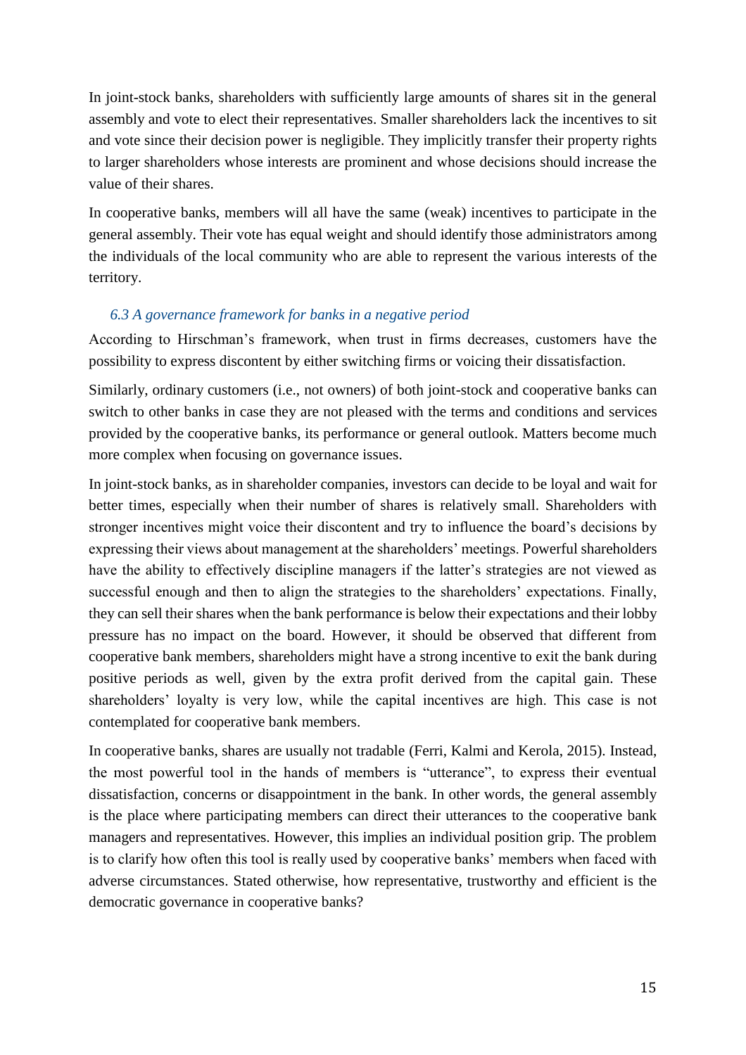In joint-stock banks, shareholders with sufficiently large amounts of shares sit in the general assembly and vote to elect their representatives. Smaller shareholders lack the incentives to sit and vote since their decision power is negligible. They implicitly transfer their property rights to larger shareholders whose interests are prominent and whose decisions should increase the value of their shares.

In cooperative banks, members will all have the same (weak) incentives to participate in the general assembly. Their vote has equal weight and should identify those administrators among the individuals of the local community who are able to represent the various interests of the territory.

### *6.3 A governance framework for banks in a negative period*

According to Hirschman's framework, when trust in firms decreases, customers have the possibility to express discontent by either switching firms or voicing their dissatisfaction.

Similarly, ordinary customers (i.e., not owners) of both joint-stock and cooperative banks can switch to other banks in case they are not pleased with the terms and conditions and services provided by the cooperative banks, its performance or general outlook. Matters become much more complex when focusing on governance issues.

In joint-stock banks, as in shareholder companies, investors can decide to be loyal and wait for better times, especially when their number of shares is relatively small. Shareholders with stronger incentives might voice their discontent and try to influence the board's decisions by expressing their views about management at the shareholders' meetings. Powerful shareholders have the ability to effectively discipline managers if the latter's strategies are not viewed as successful enough and then to align the strategies to the shareholders' expectations. Finally, they can sell their shares when the bank performance is below their expectations and their lobby pressure has no impact on the board. However, it should be observed that different from cooperative bank members, shareholders might have a strong incentive to exit the bank during positive periods as well, given by the extra profit derived from the capital gain. These shareholders' loyalty is very low, while the capital incentives are high. This case is not contemplated for cooperative bank members.

In cooperative banks, shares are usually not tradable (Ferri, Kalmi and Kerola, 2015). Instead, the most powerful tool in the hands of members is "utterance", to express their eventual dissatisfaction, concerns or disappointment in the bank. In other words, the general assembly is the place where participating members can direct their utterances to the cooperative bank managers and representatives. However, this implies an individual position grip. The problem is to clarify how often this tool is really used by cooperative banks' members when faced with adverse circumstances. Stated otherwise, how representative, trustworthy and efficient is the democratic governance in cooperative banks?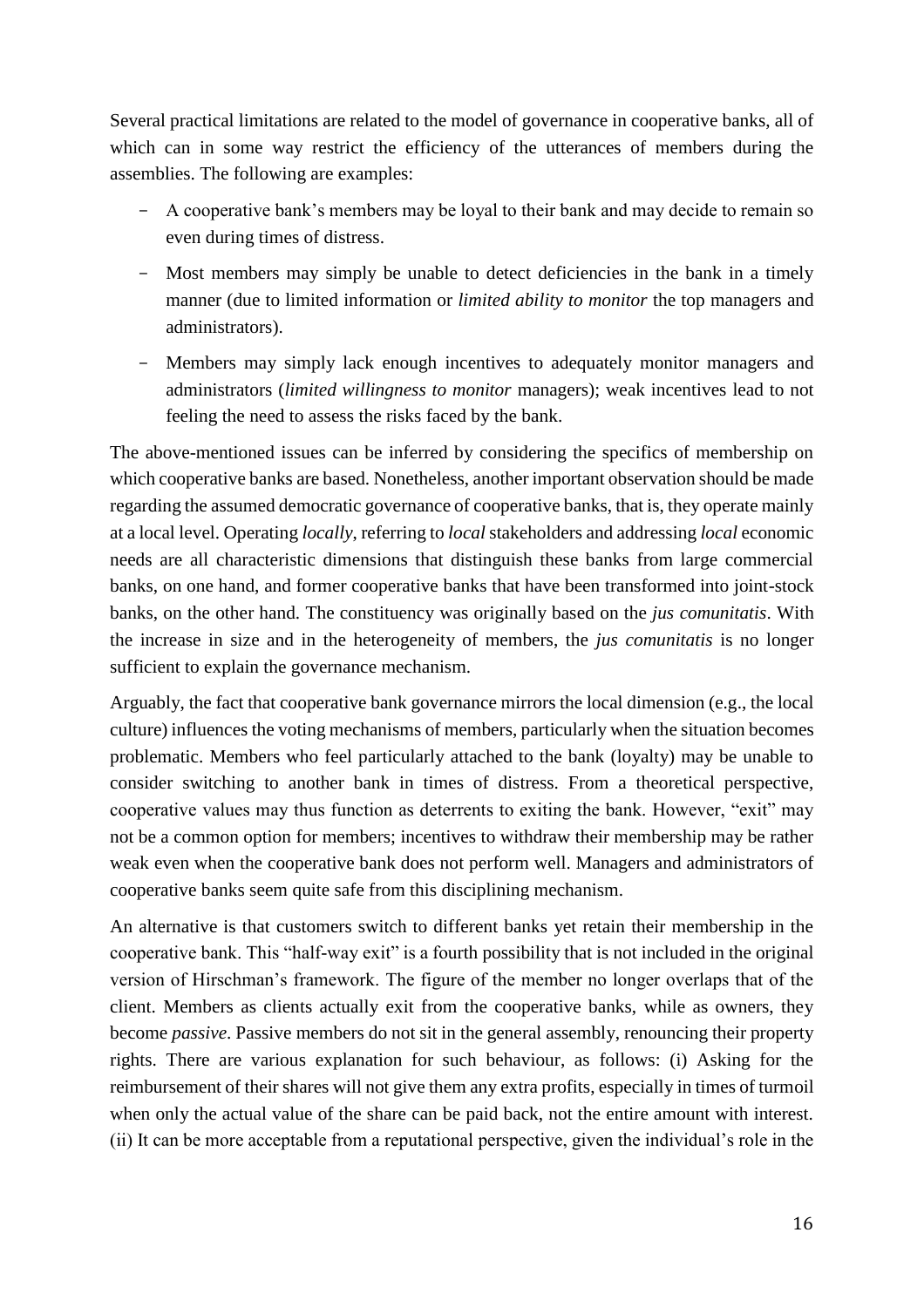Several practical limitations are related to the model of governance in cooperative banks, all of which can in some way restrict the efficiency of the utterances of members during the assemblies. The following are examples:

- A cooperative bank's members may be loyal to their bank and may decide to remain so even during times of distress.
- Most members may simply be unable to detect deficiencies in the bank in a timely manner (due to limited information or *limited ability to monitor* the top managers and administrators).
- Members may simply lack enough incentives to adequately monitor managers and administrators (*limited willingness to monitor* managers); weak incentives lead to not feeling the need to assess the risks faced by the bank.

The above-mentioned issues can be inferred by considering the specifics of membership on which cooperative banks are based. Nonetheless, another important observation should be made regarding the assumed democratic governance of cooperative banks, that is, they operate mainly at a local level. Operating *locally*, referring to *local* stakeholders and addressing *local* economic needs are all characteristic dimensions that distinguish these banks from large commercial banks, on one hand, and former cooperative banks that have been transformed into joint-stock banks, on the other hand. The constituency was originally based on the *jus comunitatis*. With the increase in size and in the heterogeneity of members, the *jus comunitatis* is no longer sufficient to explain the governance mechanism.

Arguably, the fact that cooperative bank governance mirrors the local dimension (e.g., the local culture) influences the voting mechanisms of members, particularly when the situation becomes problematic. Members who feel particularly attached to the bank (loyalty) may be unable to consider switching to another bank in times of distress. From a theoretical perspective, cooperative values may thus function as deterrents to exiting the bank. However, "exit" may not be a common option for members; incentives to withdraw their membership may be rather weak even when the cooperative bank does not perform well. Managers and administrators of cooperative banks seem quite safe from this disciplining mechanism.

An alternative is that customers switch to different banks yet retain their membership in the cooperative bank. This "half-way exit" is a fourth possibility that is not included in the original version of Hirschman's framework. The figure of the member no longer overlaps that of the client. Members as clients actually exit from the cooperative banks, while as owners, they become *passive*. Passive members do not sit in the general assembly, renouncing their property rights. There are various explanation for such behaviour, as follows: (i) Asking for the reimbursement of their shares will not give them any extra profits, especially in times of turmoil when only the actual value of the share can be paid back, not the entire amount with interest. (ii) It can be more acceptable from a reputational perspective, given the individual's role in the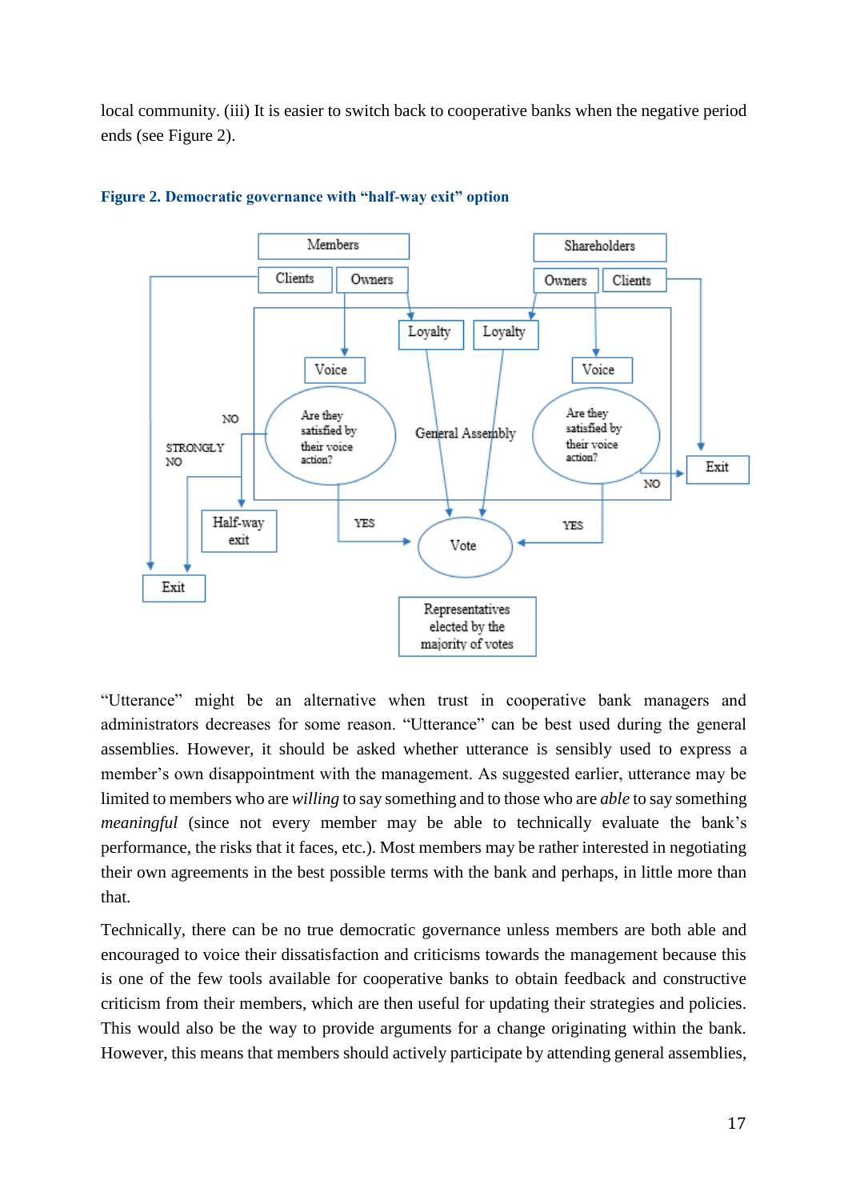local community. (iii) It is easier to switch back to cooperative banks when the negative period ends (see Figure 2).

**Figure 2. Democratic governance with "half-way exit" option**

"Utterance" might be an alternative when trust in cooperative bank managers and administrators decreases for some reason. "Utterance" can be best used during the general assemblies. However, it should be asked whether utterance is sensibly used to express a member's own disappointment with the management. As suggested earlier, utterance may be limited to members who are *willing* to say something and to those who are *able* to say something *meaningful* (since not every member may be able to technically evaluate the bank's performance, the risks that it faces, etc.). Most members may be rather interested in negotiating their own agreements in the best possible terms with the bank and perhaps, in little more than that.

Technically, there can be no true democratic governance unless members are both able and encouraged to voice their dissatisfaction and criticisms towards the management because this is one of the few tools available for cooperative banks to obtain feedback and constructive criticism from their members, which are then useful for updating their strategies and policies. This would also be the way to provide arguments for a change originating within the bank. However, this means that members should actively participate by attending general assemblies,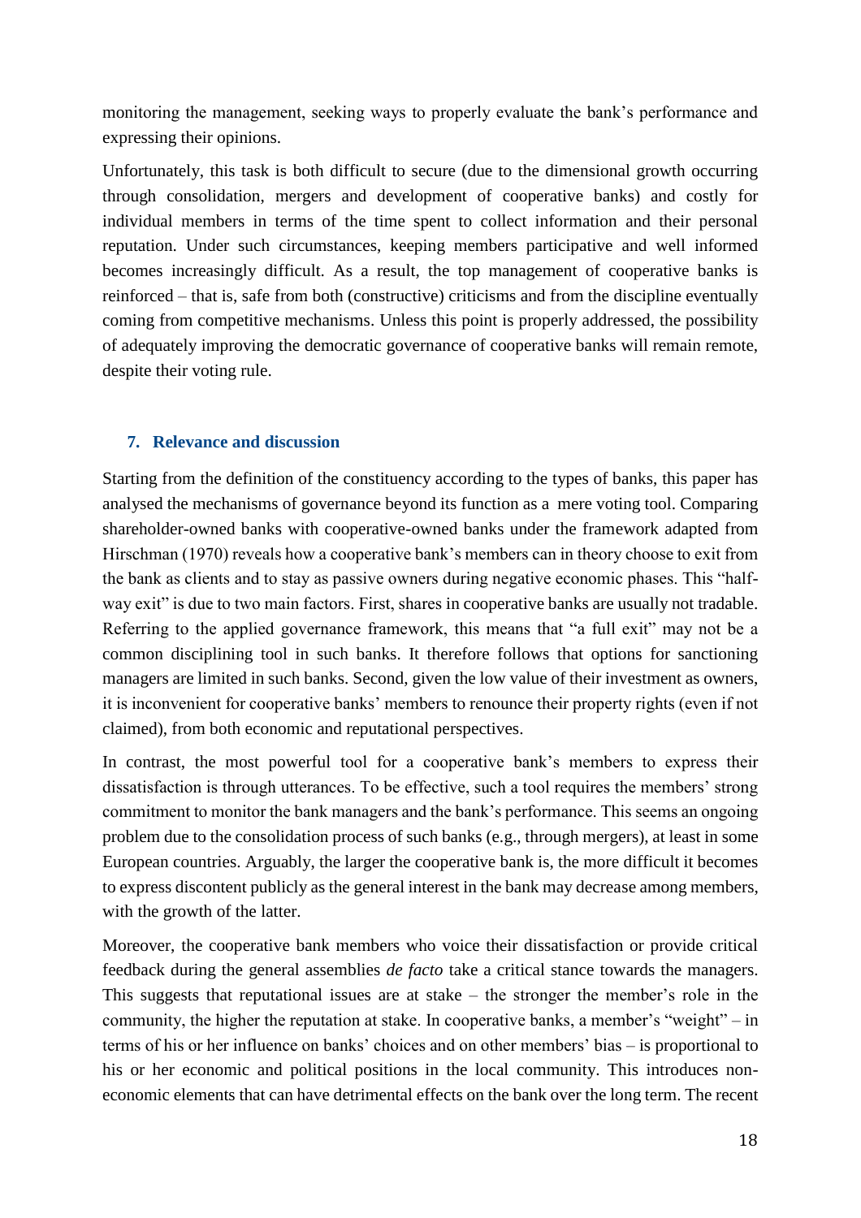monitoring the management, seeking ways to properly evaluate the bank's performance and expressing their opinions.

Unfortunately, this task is both difficult to secure (due to the dimensional growth occurring through consolidation, mergers and development of cooperative banks) and costly for individual members in terms of the time spent to collect information and their personal reputation. Under such circumstances, keeping members participative and well informed becomes increasingly difficult. As a result, the top management of cooperative banks is reinforced – that is, safe from both (constructive) criticisms and from the discipline eventually coming from competitive mechanisms. Unless this point is properly addressed, the possibility of adequately improving the democratic governance of cooperative banks will remain remote, despite their voting rule.

## 7. Relevance and discussion

Starting from the definition of the constituency according to the types of banks, this paper has analysed the mechanisms of governance beyond its function as a mere voting tool. Comparing shareholder-owned banks with cooperative-owned banks under the framework adapted from Hirschman (1970) reveals how a cooperative bank's members can in theory choose to exit from the bank as clients and to stay as passive owners during negative economic phases. This "half-way exit" is due to two main factors. First, shares in cooperative banks are usually not tradable. Referring to the applied governance framework, this means that "a full exit" may not be a common disciplining tool in such banks. It therefore follows that options for sanctioning managers are limited in such banks. Second, given the low value of their investment as owners, it is inconvenient for cooperative banks' members to renounce their property rights (even if not claimed), from both economic and reputational perspectives.

In contrast, the most powerful tool for a cooperative bank's members to express their dissatisfaction is through utterances. To be effective, such a tool requires the members' strong commitment to monitor the bank managers and the bank's performance. This seems an ongoing problem due to the consolidation process of such banks (e.g., through mergers), at least in some European countries. Arguably, the larger the cooperative bank is, the more difficult it becomes to express discontent publicly as the general interest in the bank may decrease among members, with the growth of the latter.

Moreover, the cooperative bank members who voice their dissatisfaction or provide critical feedback during the general assemblies *de facto* take a critical stance towards the managers. This suggests that reputational issues are at stake – the stronger the member's role in the community, the higher the reputation at stake. In cooperative banks, a member's "weight" – in terms of his or her influence on banks' choices and on other members' bias – is proportional to his or her economic and political positions in the local community. This introduces non-economic elements that can have detrimental effects on the bank over the long term. The recent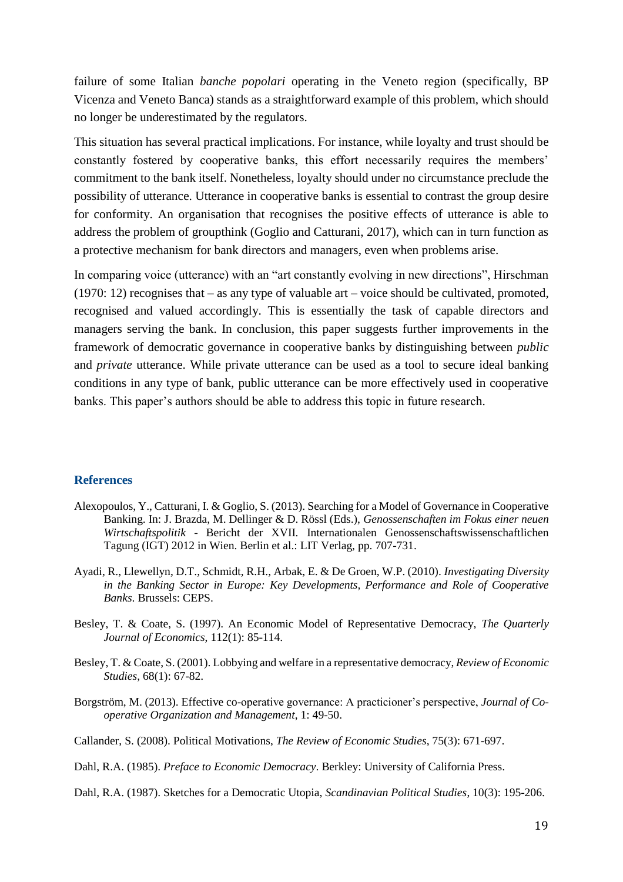failure of some Italian *banche popolari* operating in the Veneto region (specifically, BP Vicenza and Veneto Banca) stands as a straightforward example of this problem, which should no longer be underestimated by the regulators.

This situation has several practical implications. For instance, while loyalty and trust should be constantly fostered by cooperative banks, this effort necessarily requires the members' commitment to the bank itself. Nonetheless, loyalty should under no circumstance preclude the possibility of utterance. Utterance in cooperative banks is essential to contrast the group desire for conformity. An organisation that recognises the positive effects of utterance is able to address the problem of groupthink (Goglio and Catturani, 2017), which can in turn function as a protective mechanism for bank directors and managers, even when problems arise.

In comparing voice (utterance) with an "art constantly evolving in new directions", Hirschman (1970: 12) recognises that – as any type of valuable art – voice should be cultivated, promoted, recognised and valued accordingly. This is essentially the task of capable directors and managers serving the bank. In conclusion, this paper suggests further improvements in the framework of democratic governance in cooperative banks by distinguishing between *public* and *private* utterance. While private utterance can be used as a tool to secure ideal banking conditions in any type of bank, public utterance can be more effectively used in cooperative banks. This paper's authors should be able to address this topic in future research.

## References

Alexopoulos, Y., Catturani, I. & Goglio, S. (2013). Searching for a Model of Governance in Cooperative Banking. In: J. Brazda, M. Dellinger & D. Rössl (Eds.), *Genossenschaften im Fokus einer neuen Wirtschaftspolitik* - Bericht der XVII. Internationalen Genossenschaftswissenschaftlichen Tagung (IGT) 2012 in Wien. Berlin et al.: LIT Verlag, pp. 707-731.

Ayadi, R., Llewellyn, D.T., Schmidt, R.H., Arbak, E. & De Groen, W.P. (2010). *Investigating Diversity in the Banking Sector in Europe: Key Developments, Performance and Role of Cooperative Banks*. Brussels: CEPS.

Besley, T. & Coate, S. (1997). An Economic Model of Representative Democracy, *The Quarterly Journal of Economics*, 112(1): 85-114.

Besley, T. & Coate, S. (2001). Lobbying and welfare in a representative democracy, *Review of Economic Studies*, 68(1): 67-82.

Borgström, M. (2013). Effective co-operative governance: A practicioner's perspective, *Journal of Co-operative Organization and Management*, 1: 49-50.

Callander, S. (2008). Political Motivations, *The Review of Economic Studies*, 75(3): 671-697.

Dahl, R.A. (1985). *Preface to Economic Democracy*. Berkley: University of California Press.

Dahl, R.A. (1987). Sketches for a Democratic Utopia, *Scandinavian Political Studies*, 10(3): 195-206.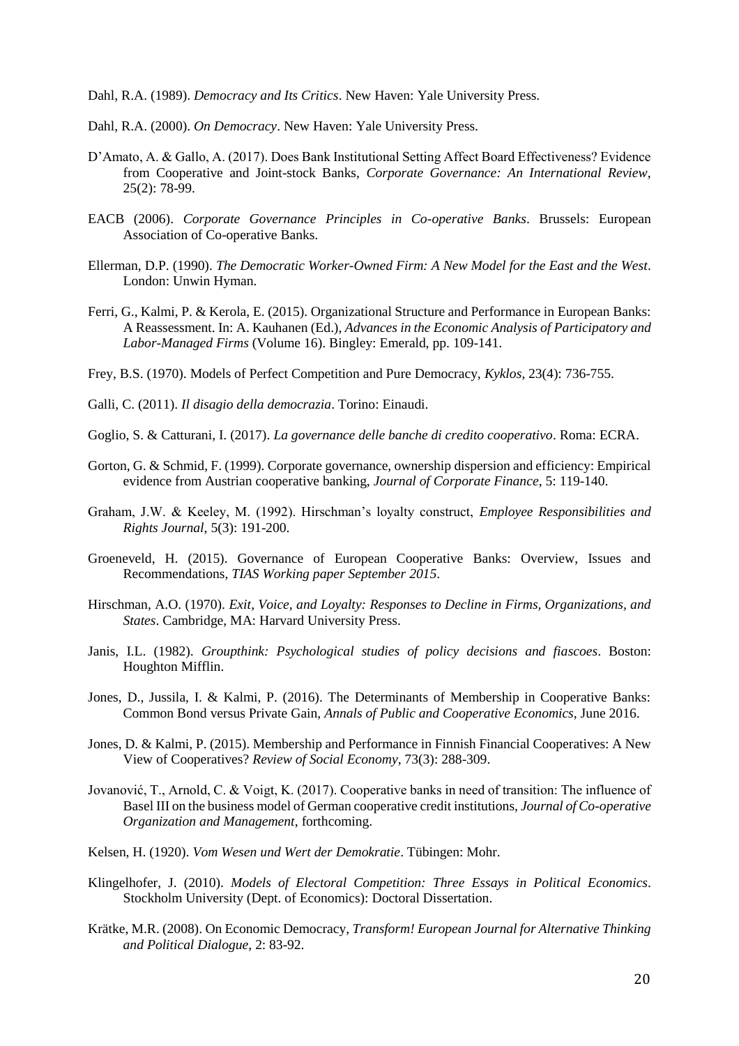Dahl, R.A. (1989). *Democracy and Its Critics*. New Haven: Yale University Press.

Dahl, R.A. (2000). *On Democracy*. New Haven: Yale University Press.

D'Amato, A. & Gallo, A. (2017). Does Bank Institutional Setting Affect Board Effectiveness? Evidence from Cooperative and Joint-stock Banks, *Corporate Governance: An International Review*, 25(2): 78-99.

EACB (2006). *Corporate Governance Principles in Co-operative Banks*. Brussels: European Association of Co-operative Banks.

Ellerman, D.P. (1990). *The Democratic Worker-Owned Firm: A New Model for the East and the West*. London: Unwin Hyman.

Ferri, G., Kalmi, P. & Kerola, E. (2015). Organizational Structure and Performance in European Banks: A Reassessment. In: A. Kauhanen (Ed.), *Advances in the Economic Analysis of Participatory and Labor-Managed Firms* (Volume 16). Bingley: Emerald, pp. 109-141.

Frey, B.S. (1970). Models of Perfect Competition and Pure Democracy, *Kyklos*, 23(4): 736-755.

Galli, C. (2011). *Il disagio della democrazia*. Torino: Einaudi.

Goglio, S. & Catturani, I. (2017). *La governance delle banche di credito cooperativo*. Roma: ECRA.

Gorton, G. & Schmid, F. (1999). Corporate governance, ownership dispersion and efficiency: Empirical evidence from Austrian cooperative banking, *Journal of Corporate Finance*, 5: 119-140.

Graham, J.W. & Keeley, M. (1992). Hirschman's loyalty construct, *Employee Responsibilities and Rights Journal*, 5(3): 191-200.

Groeneveld, H. (2015). Governance of European Cooperative Banks: Overview, Issues and Recommendations, *TIAS Working paper September 2015*.

Hirschman, A.O. (1970). *Exit, Voice, and Loyalty: Responses to Decline in Firms, Organizations, and States*. Cambridge, MA: Harvard University Press.

Janis, I.L. (1982). *Groupthink: Psychological studies of policy decisions and fiascoes*. Boston: Houghton Mifflin.

Jones, D., Jussila, I. & Kalmi, P. (2016). The Determinants of Membership in Cooperative Banks: Common Bond versus Private Gain, *Annals of Public and Cooperative Economics*, June 2016.

Jones, D. & Kalmi, P. (2015). Membership and Performance in Finnish Financial Cooperatives: A New View of Cooperatives? *Review of Social Economy*, 73(3): 288-309.

Jovanović, T., Arnold, C. & Voigt, K. (2017). Cooperative banks in need of transition: The influence of Basel III on the business model of German cooperative credit institutions, *Journal of Co-operative Organization and Management*, forthcoming.

Kelsen, H. (1920). *Vom Wesen und Wert der Demokratie*. Tübingen: Mohr.

Klingelhofer, J. (2010). *Models of Electoral Competition: Three Essays in Political Economics*. Stockholm University (Dept. of Economics): Doctoral Dissertation.

Krätke, M.R. (2008). On Economic Democracy, *Transform! European Journal for Alternative Thinking and Political Dialogue*, 2: 83-92.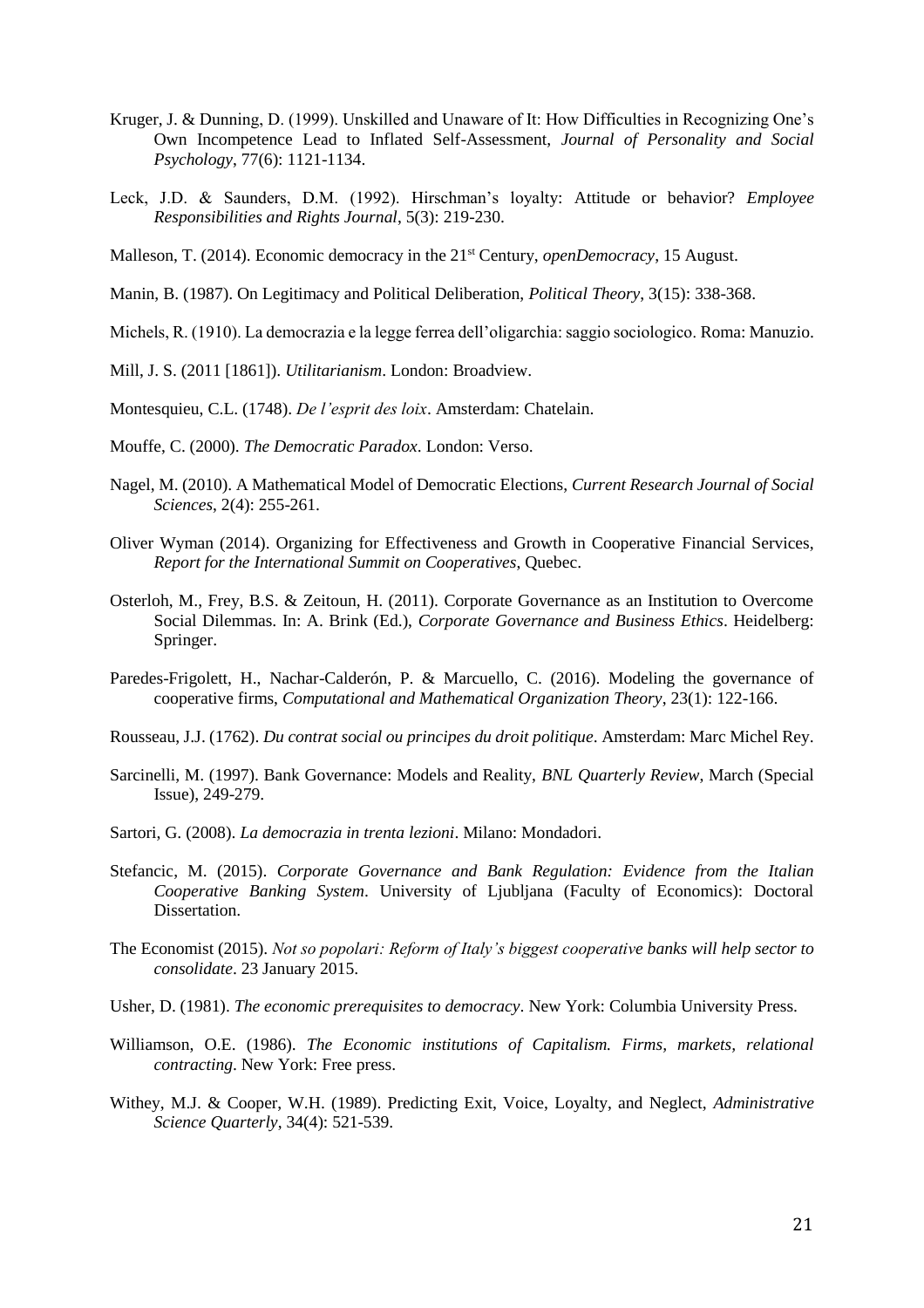Kruger, J. & Dunning, D. (1999). Unskilled and Unaware of It: How Difficulties in Recognizing One's Own Incompetence Lead to Inflated Self-Assessment, *Journal of Personality and Social Psychology*, 77(6): 1121-1134.

Leck, J.D. & Saunders, D.M. (1992). Hirschman's loyalty: Attitude or behavior? *Employee Responsibilities and Rights Journal*, 5(3): 219-230.

Malleson, T. (2014). Economic democracy in the 21st Century, *openDemocracy*, 15 August.

Manin, B. (1987). On Legitimacy and Political Deliberation, *Political Theory*, 3(15): 338-368.

Michels, R. (1910). La democrazia e la legge ferrea dell'oligarchia: saggio sociologico. Roma: Manuzio.

Mill, J. S. (2011 [1861]). *Utilitarianism*. London: Broadview.

Montesquieu, C.L. (1748). *De l'esprit des loix*. Amsterdam: Chatelain.

Mouffe, C. (2000). *The Democratic Paradox*. London: Verso.

Nagel, M. (2010). A Mathematical Model of Democratic Elections, *Current Research Journal of Social Sciences*, 2(4): 255-261.

Oliver Wyman (2014). Organizing for Effectiveness and Growth in Cooperative Financial Services, *Report for the International Summit on Cooperatives*, Quebec.

Osterloh, M., Frey, B.S. & Zeitoun, H. (2011). Corporate Governance as an Institution to Overcome Social Dilemmas. In: A. Brink (Ed.), *Corporate Governance and Business Ethics*. Heidelberg: Springer.

Paredes-Frigolett, H., Nachar-Calderón, P. & Marcuello, C. (2016). Modeling the governance of cooperative firms, *Computational and Mathematical Organization Theory*, 23(1): 122-166.

Rousseau, J.J. (1762). *Du contrat social ou principes du droit politique*. Amsterdam: Marc Michel Rey.

Sarcinelli, M. (1997). Bank Governance: Models and Reality, *BNL Quarterly Review*, March (Special Issue), 249-279.

Sartori, G. (2008). *La democrazia in trenta lezioni*. Milano: Mondadori.

Stefancic, M. (2015). *Corporate Governance and Bank Regulation: Evidence from the Italian Cooperative Banking System*. University of Ljubljana (Faculty of Economics): Doctoral Dissertation.

The Economist (2015). *Not so popolari: Reform of Italy's biggest cooperative banks will help sector to consolidate*. 23 January 2015.

Usher, D. (1981). *The economic prerequisites to democracy*. New York: Columbia University Press.

Williamson, O.E. (1986). *The Economic institutions of Capitalism. Firms, markets, relational contracting*. New York: Free press.

Withey, M.J. & Cooper, W.H. (1989). Predicting Exit, Voice, Loyalty, and Neglect, *Administrative Science Quarterly*, 34(4): 521-539.